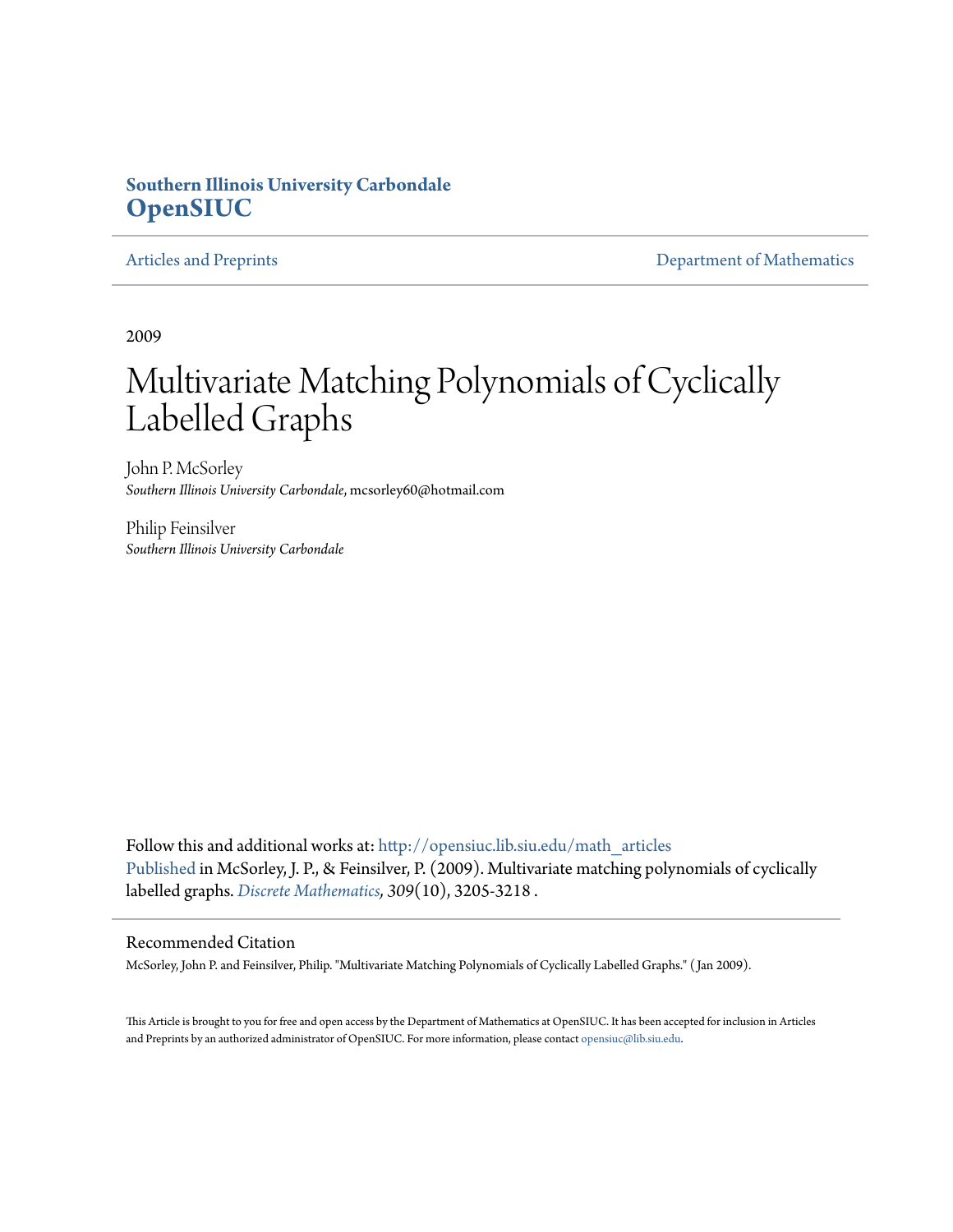**Southern Illinois University Carbondale**
**OpenSIUC**

Articles and Preprints | Department of Mathematics

2009

# Multivariate Matching Polynomials of Cyclically Labelled Graphs

John P. McSorley
*Southern Illinois University Carbondale*, mcsorley60@hotmail.com

Philip Feinsilver
*Southern Illinois University Carbondale*

Follow this and additional works at: http://opensiuc.lib.siu.edu/math_articles
Published in McSorley, J. P., & Feinsilver, P. (2009). Multivariate matching polynomials of cyclically labelled graphs. *Discrete Mathematics, 309*(10), 3205-3218 .

## Recommended Citation

McSorley, John P. and Feinsilver, Philip. "Multivariate Matching Polynomials of Cyclically Labelled Graphs." ( Jan 2009).

This Article is brought to you for free and open access by the Department of Mathematics at OpenSIUC. It has been accepted for inclusion in Articles and Preprints by an authorized administrator of OpenSIUC. For more information, please contact opensiuc@lib.siu.edu.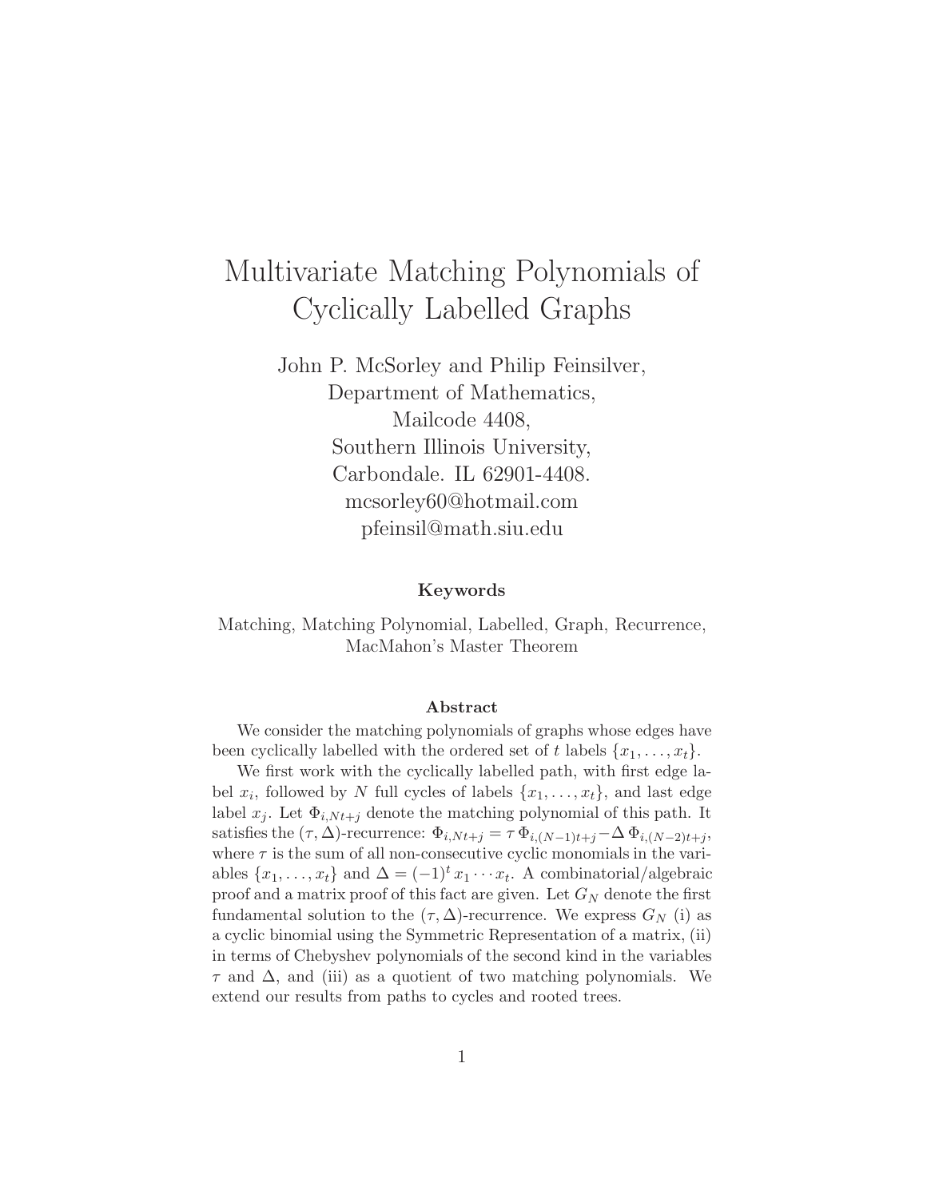# Multivariate Matching Polynomials of Cyclically Labelled Graphs

John P. McSorley and Philip Feinsilver,  
Department of Mathematics,  
Mailcode 4408,  
Southern Illinois University,  
Carbondale. IL 62901-4408.  
mcsorley60@hotmail.com  
pfeinsil@math.siu.edu

**Keywords**

Matching, Matching Polynomial, Labelled, Graph, Recurrence, MacMahon's Master Theorem

**Abstract**

We consider the matching polynomials of graphs whose edges have been cyclically labelled with the ordered set of $t$ labels $\{x_1, \ldots, x_t\}$.

We first work with the cyclically labelled path, with first edge label $x_i$, followed by $N$ full cycles of labels $\{x_1, \ldots, x_t\}$, and last edge label $x_j$. Let $\Phi_{i,Nt+j}$ denote the matching polynomial of this path. It satisfies the $(\tau, \Delta)$-recurrence: $\Phi_{i,Nt+j} = \tau\, \Phi_{i,(N-1)t+j} - \Delta\, \Phi_{i,(N-2)t+j}$, where $\tau$ is the sum of all non-consecutive cyclic monomials in the variables $\{x_1, \ldots, x_t\}$ and $\Delta = (-1)^t\, x_1 \cdots x_t$. A combinatorial/algebraic proof and a matrix proof of this fact are given. Let $G_N$ denote the first fundamental solution to the $(\tau, \Delta)$-recurrence. We express $G_N$ (i) as a cyclic binomial using the Symmetric Representation of a matrix, (ii) in terms of Chebyshev polynomials of the second kind in the variables $\tau$ and $\Delta$, and (iii) as a quotient of two matching polynomials. We extend our results from paths to cycles and rooted trees.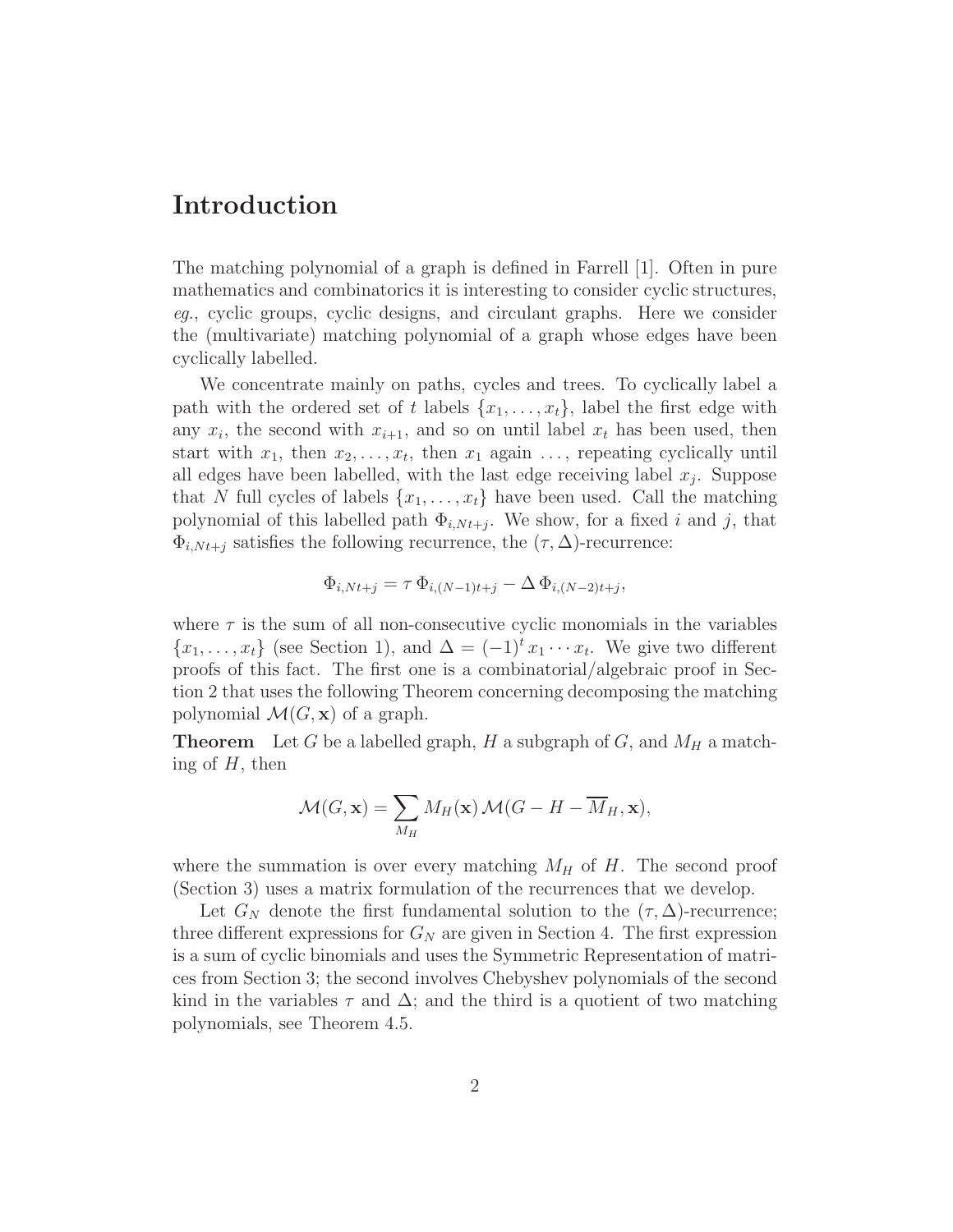# Introduction

The matching polynomial of a graph is defined in Farrell [1]. Often in pure mathematics and combinatorics it is interesting to consider cyclic structures, *eg.*, cyclic groups, cyclic designs, and circulant graphs. Here we consider the (multivariate) matching polynomial of a graph whose edges have been cyclically labelled.

We concentrate mainly on paths, cycles and trees. To cyclically label a path with the ordered set of $t$ labels $\{x_1, \ldots, x_t\}$, label the first edge with any $x_i$, the second with $x_{i+1}$, and so on until label $x_t$ has been used, then start with $x_1$, then $x_2, \ldots, x_t$, then $x_1$ again $\ldots$, repeating cyclically until all edges have been labelled, with the last edge receiving label $x_j$. Suppose that $N$ full cycles of labels $\{x_1, \ldots, x_t\}$ have been used. Call the matching polynomial of this labelled path $\Phi_{i,Nt+j}$. We show, for a fixed $i$ and $j$, that $\Phi_{i,Nt+j}$ satisfies the following recurrence, the $(\tau, \Delta)$-recurrence:

$$\Phi_{i,Nt+j} = \tau\, \Phi_{i,(N-1)t+j} - \Delta\, \Phi_{i,(N-2)t+j},$$

where $\tau$ is the sum of all non-consecutive cyclic monomials in the variables $\{x_1, \ldots, x_t\}$ (see Section 1), and $\Delta = (-1)^t x_1 \cdots x_t$. We give two different proofs of this fact. The first one is a combinatorial/algebraic proof in Section 2 that uses the following Theorem concerning decomposing the matching polynomial $\mathcal{M}(G, \mathbf{x})$ of a graph.

**Theorem** Let $G$ be a labelled graph, $H$ a subgraph of $G$, and $M_H$ a matching of $H$, then

$$\mathcal{M}(G, \mathbf{x}) = \sum_{M_H} M_H(\mathbf{x})\, \mathcal{M}(G - H - \overline{M}_H, \mathbf{x}),$$

where the summation is over every matching $M_H$ of $H$. The second proof (Section 3) uses a matrix formulation of the recurrences that we develop.

Let $G_N$ denote the first fundamental solution to the $(\tau, \Delta)$-recurrence; three different expressions for $G_N$ are given in Section 4. The first expression is a sum of cyclic binomials and uses the Symmetric Representation of matrices from Section 3; the second involves Chebyshev polynomials of the second kind in the variables $\tau$ and $\Delta$; and the third is a quotient of two matching polynomials, see Theorem 4.5.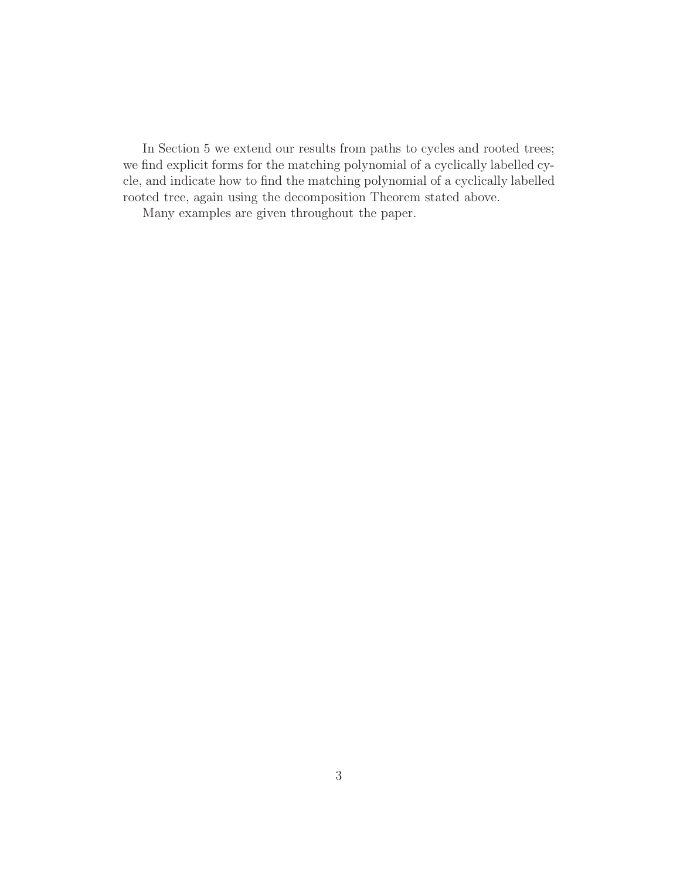In Section 5 we extend our results from paths to cycles and rooted trees; we find explicit forms for the matching polynomial of a cyclically labelled cycle, and indicate how to find the matching polynomial of a cyclically labelled rooted tree, again using the decomposition Theorem stated above.

Many examples are given throughout the paper.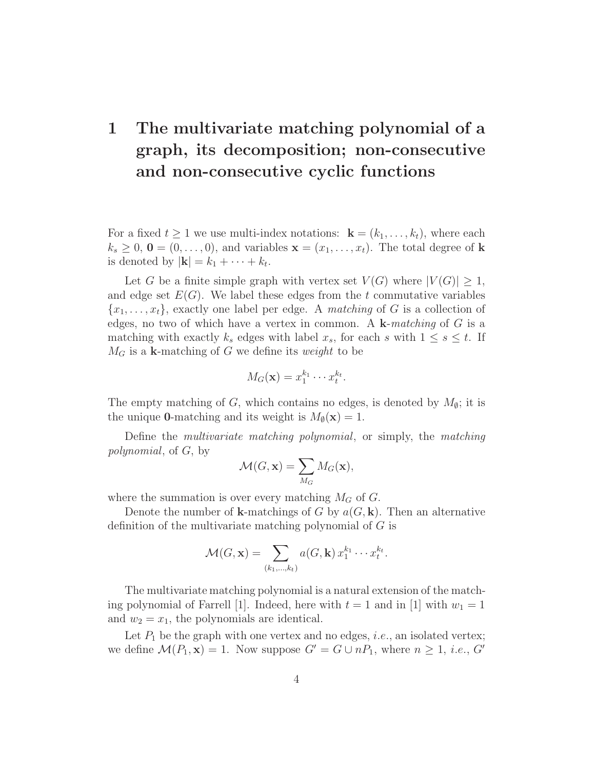# 1 The multivariate matching polynomial of a graph, its decomposition; non-consecutive and non-consecutive cyclic functions

For a fixed $t \geq 1$ we use multi-index notations: $\mathbf{k} = (k_1, \ldots, k_t)$, where each $k_s \geq 0$, $\mathbf{0} = (0, \ldots, 0)$, and variables $\mathbf{x} = (x_1, \ldots, x_t)$. The total degree of $\mathbf{k}$ is denoted by $|\mathbf{k}| = k_1 + \cdots + k_t$.

Let $G$ be a finite simple graph with vertex set $V(G)$ where $|V(G)| \geq 1$, and edge set $E(G)$. We label these edges from the $t$ commutative variables $\{x_1, \ldots, x_t\}$, exactly one label per edge. A *matching* of $G$ is a collection of edges, no two of which have a vertex in common. A $\mathbf{k}$-*matching* of $G$ is a matching with exactly $k_s$ edges with label $x_s$, for each $s$ with $1 \leq s \leq t$. If $M_G$ is a $\mathbf{k}$-matching of $G$ we define its *weight* to be

$$M_G(\mathbf{x}) = x_1^{k_1} \cdots x_t^{k_t}.$$

The empty matching of $G$, which contains no edges, is denoted by $M_\emptyset$; it is the unique $\mathbf{0}$-matching and its weight is $M_\emptyset(\mathbf{x}) = 1$.

Define the *multivariate matching polynomial*, or simply, the *matching polynomial*, of $G$, by

$$\mathcal{M}(G, \mathbf{x}) = \sum_{M_G} M_G(\mathbf{x}),$$

where the summation is over every matching $M_G$ of $G$.

Denote the number of $\mathbf{k}$-matchings of $G$ by $a(G, \mathbf{k})$. Then an alternative definition of the multivariate matching polynomial of $G$ is

$$\mathcal{M}(G, \mathbf{x}) = \sum_{(k_1, \ldots, k_t)} a(G, \mathbf{k}) \, x_1^{k_1} \cdots x_t^{k_t}.$$

The multivariate matching polynomial is a natural extension of the matching polynomial of Farrell [1]. Indeed, here with $t = 1$ and in [1] with $w_1 = 1$ and $w_2 = x_1$, the polynomials are identical.

Let $P_1$ be the graph with one vertex and no edges, *i.e.*, an isolated vertex; we define $\mathcal{M}(P_1, \mathbf{x}) = 1$. Now suppose $G' = G \cup nP_1$, where $n \geq 1$, *i.e.*, $G'$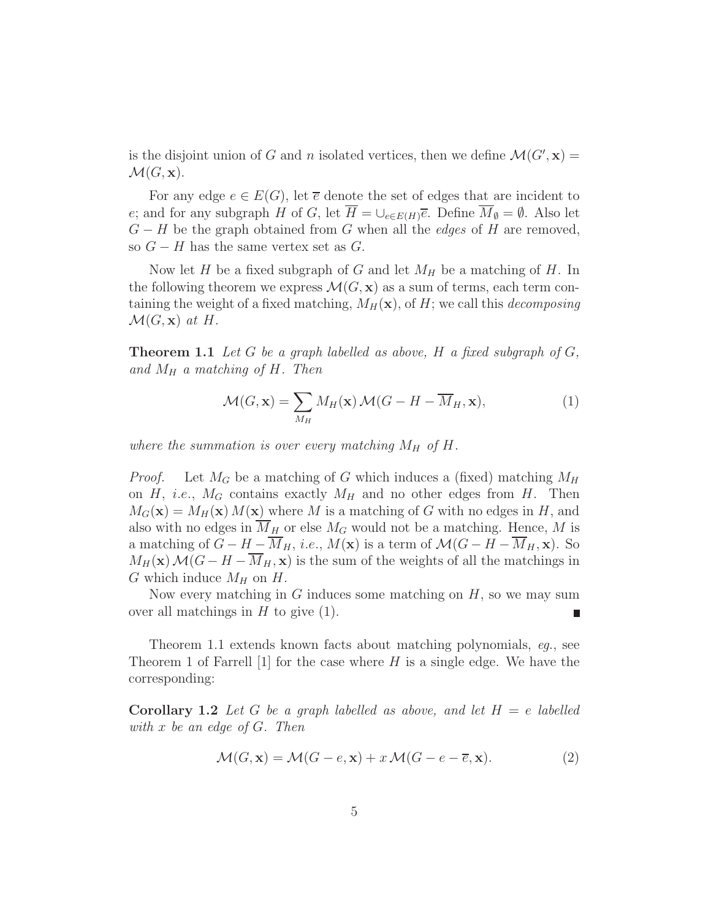is the disjoint union of $G$ and $n$ isolated vertices, then we define $\mathcal{M}(G', \mathbf{x}) = \mathcal{M}(G, \mathbf{x})$.

For any edge $e \in E(G)$, let $\overline{e}$ denote the set of edges that are incident to $e$; and for any subgraph $H$ of $G$, let $\overline{H} = \cup_{e \in E(H)} \overline{e}$. Define $\overline{M}_\emptyset = \emptyset$. Also let $G - H$ be the graph obtained from $G$ when all the *edges* of $H$ are removed, so $G - H$ has the same vertex set as $G$.

Now let $H$ be a fixed subgraph of $G$ and let $M_H$ be a matching of $H$. In the following theorem we express $\mathcal{M}(G, \mathbf{x})$ as a sum of terms, each term containing the weight of a fixed matching, $M_H(\mathbf{x})$, of $H$; we call this *decomposing* $\mathcal{M}(G, \mathbf{x})$ *at* $H$.

**Theorem 1.1** *Let $G$ be a graph labelled as above, $H$ a fixed subgraph of $G$, and $M_H$ a matching of $H$. Then*

$$\mathcal{M}(G, \mathbf{x}) = \sum_{M_H} M_H(\mathbf{x}) \, \mathcal{M}(G - H - \overline{M}_H, \mathbf{x}), \tag{1}$$

*where the summation is over every matching $M_H$ of $H$.*

*Proof.* Let $M_G$ be a matching of $G$ which induces a (fixed) matching $M_H$ on $H$, *i.e.*, $M_G$ contains exactly $M_H$ and no other edges from $H$. Then $M_G(\mathbf{x}) = M_H(\mathbf{x}) \, M(\mathbf{x})$ where $M$ is a matching of $G$ with no edges in $H$, and also with no edges in $\overline{M}_H$ or else $M_G$ would not be a matching. Hence, $M$ is a matching of $G - H - \overline{M}_H$, *i.e.*, $M(\mathbf{x})$ is a term of $\mathcal{M}(G - H - \overline{M}_H, \mathbf{x})$. So $M_H(\mathbf{x}) \, \mathcal{M}(G - H - \overline{M}_H, \mathbf{x})$ is the sum of the weights of all the matchings in $G$ which induce $M_H$ on $H$.

Now every matching in $G$ induces some matching on $H$, so we may sum over all matchings in $H$ to give (1). ■

Theorem 1.1 extends known facts about matching polynomials, *eg.*, see Theorem 1 of Farrell [1] for the case where $H$ is a single edge. We have the corresponding:

**Corollary 1.2** *Let $G$ be a graph labelled as above, and let $H = e$ labelled with $x$ be an edge of $G$. Then*

$$\mathcal{M}(G, \mathbf{x}) = \mathcal{M}(G - e, \mathbf{x}) + x \, \mathcal{M}(G - e - \overline{e}, \mathbf{x}). \tag{2}$$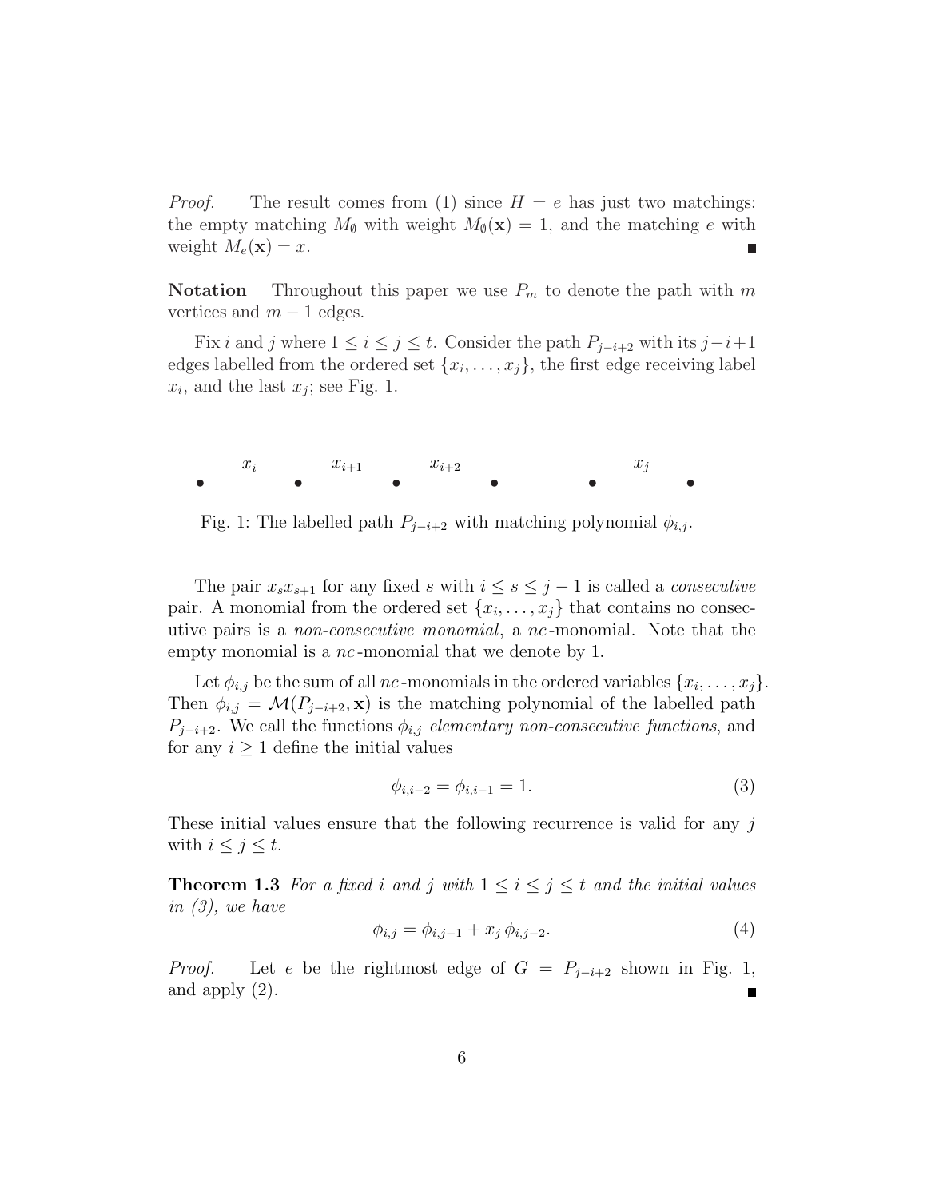*Proof.* The result comes from (1) since $H = e$ has just two matchings: the empty matching $M_\emptyset$ with weight $M_\emptyset(\mathbf{x}) = 1$, and the matching $e$ with weight $M_e(\mathbf{x}) = x$. ∎

**Notation** Throughout this paper we use $P_m$ to denote the path with $m$ vertices and $m-1$ edges.

Fix $i$ and $j$ where $1 \le i \le j \le t$. Consider the path $P_{j-i+2}$ with its $j-i+1$ edges labelled from the ordered set $\{x_i, \ldots, x_j\}$, the first edge receiving label $x_i$, and the last $x_j$; see Fig. 1.

Fig. 1: The labelled path $P_{j-i+2}$ with matching polynomial $\phi_{i,j}$.

The pair $x_s x_{s+1}$ for any fixed $s$ with $i \le s \le j-1$ is called a *consecutive* pair. A monomial from the ordered set $\{x_i, \ldots, x_j\}$ that contains no consecutive pairs is a *non-consecutive monomial*, a *nc*-monomial. Note that the empty monomial is a *nc*-monomial that we denote by 1.

Let $\phi_{i,j}$ be the sum of all *nc*-monomials in the ordered variables $\{x_i, \ldots, x_j\}$. Then $\phi_{i,j} = \mathcal{M}(P_{j-i+2}, \mathbf{x})$ is the matching polynomial of the labelled path $P_{j-i+2}$. We call the functions $\phi_{i,j}$ *elementary non-consecutive functions*, and for any $i \ge 1$ define the initial values

$$\phi_{i,i-2} = \phi_{i,i-1} = 1. \tag{3}$$

These initial values ensure that the following recurrence is valid for any $j$ with $i \le j \le t$.

**Theorem 1.3** *For a fixed $i$ and $j$ with $1 \le i \le j \le t$ and the initial values in (3), we have*

$$\phi_{i,j} = \phi_{i,j-1} + x_j\, \phi_{i,j-2}. \tag{4}$$

*Proof.* Let $e$ be the rightmost edge of $G = P_{j-i+2}$ shown in Fig. 1, and apply (2). ∎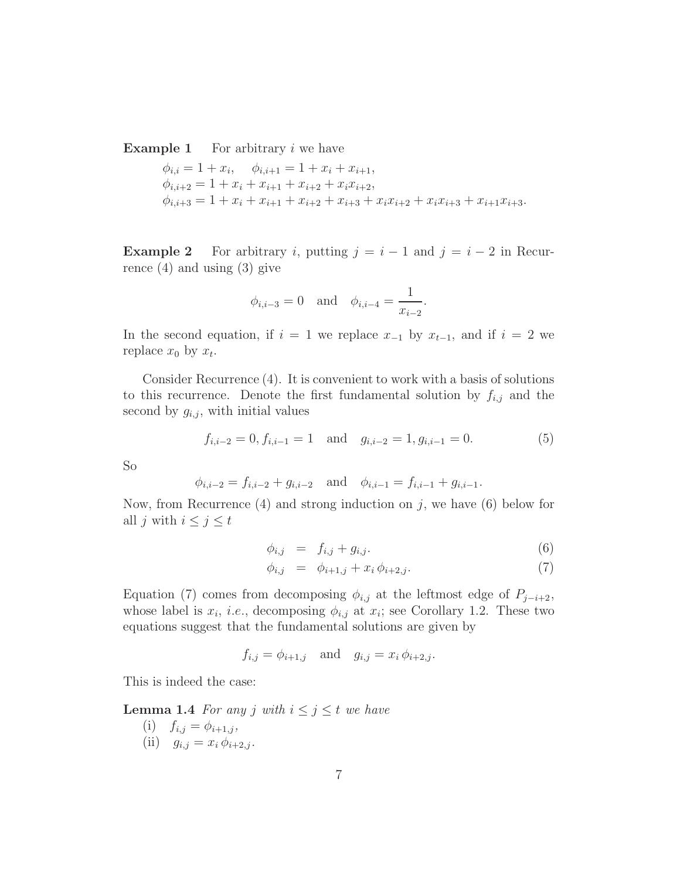**Example 1** For arbitrary $i$ we have

$\phi_{i,i} = 1 + x_i, \quad \phi_{i,i+1} = 1 + x_i + x_{i+1},$
$\phi_{i,i+2} = 1 + x_i + x_{i+1} + x_{i+2} + x_i x_{i+2},$
$\phi_{i,i+3} = 1 + x_i + x_{i+1} + x_{i+2} + x_{i+3} + x_i x_{i+2} + x_i x_{i+3} + x_{i+1} x_{i+3}.$

**Example 2** For arbitrary $i$, putting $j = i - 1$ and $j = i - 2$ in Recurrence (4) and using (3) give

$$\phi_{i,i-3} = 0 \quad \text{and} \quad \phi_{i,i-4} = \frac{1}{x_{i-2}}.$$

In the second equation, if $i = 1$ we replace $x_{-1}$ by $x_{t-1}$, and if $i = 2$ we replace $x_0$ by $x_t$.

Consider Recurrence (4). It is convenient to work with a basis of solutions to this recurrence. Denote the first fundamental solution by $f_{i,j}$ and the second by $g_{i,j}$, with initial values

$$f_{i,i-2} = 0, f_{i,i-1} = 1 \quad \text{and} \quad g_{i,i-2} = 1, g_{i,i-1} = 0. \tag{5}$$

So

$$\phi_{i,i-2} = f_{i,i-2} + g_{i,i-2} \quad \text{and} \quad \phi_{i,i-1} = f_{i,i-1} + g_{i,i-1}.$$

Now, from Recurrence (4) and strong induction on $j$, we have (6) below for all $j$ with $i \leq j \leq t$

$$\phi_{i,j} = f_{i,j} + g_{i,j}. \tag{6}$$

$$\phi_{i,j} = \phi_{i+1,j} + x_i \, \phi_{i+2,j}. \tag{7}$$

Equation (7) comes from decomposing $\phi_{i,j}$ at the leftmost edge of $P_{j-i+2}$, whose label is $x_i$, *i.e.*, decomposing $\phi_{i,j}$ at $x_i$; see Corollary 1.2. These two equations suggest that the fundamental solutions are given by

$$f_{i,j} = \phi_{i+1,j} \quad \text{and} \quad g_{i,j} = x_i \, \phi_{i+2,j}.$$

This is indeed the case:

**Lemma 1.4** *For any $j$ with $i \leq j \leq t$ we have*

(i) $f_{i,j} = \phi_{i+1,j}$,

(ii) $g_{i,j} = x_i \, \phi_{i+2,j}$.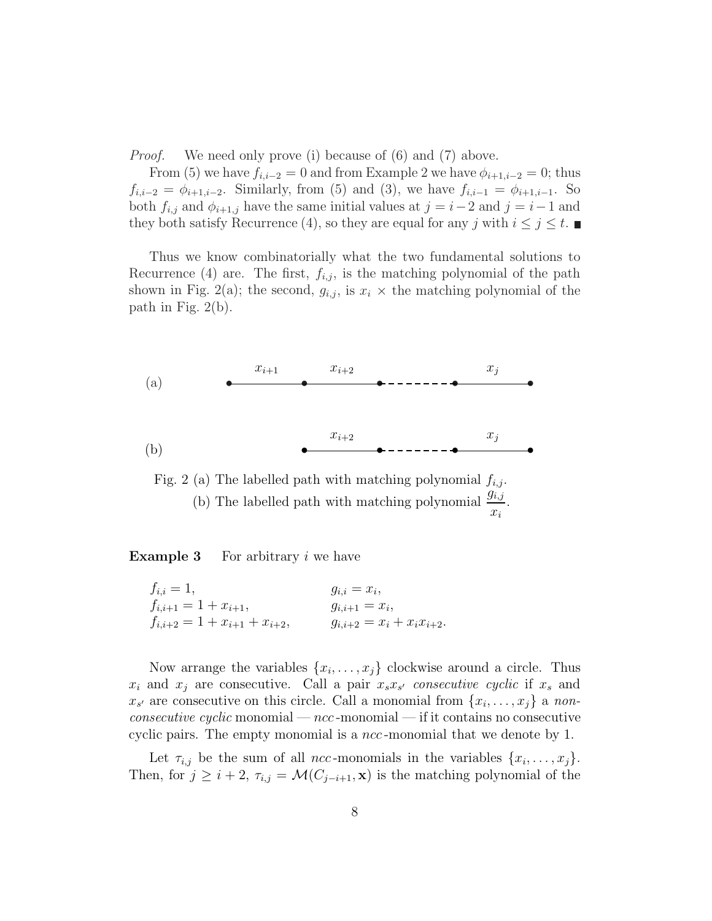*Proof.* We need only prove (i) because of (6) and (7) above.

From (5) we have $f_{i,i-2} = 0$ and from Example 2 we have $\phi_{i+1,i-2} = 0$; thus $f_{i,i-2} = \phi_{i+1,i-2}$. Similarly, from (5) and (3), we have $f_{i,i-1} = \phi_{i+1,i-1}$. So both $f_{i,j}$ and $\phi_{i+1,j}$ have the same initial values at $j = i-2$ and $j = i-1$ and they both satisfy Recurrence (4), so they are equal for any $j$ with $i \leq j \leq t$. ∎

Thus we know combinatorially what the two fundamental solutions to Recurrence (4) are. The first, $f_{i,j}$, is the matching polynomial of the path shown in Fig. 2(a); the second, $g_{i,j}$, is $x_i$ × the matching polynomial of the path in Fig. 2(b).

(a) path with edges labelled $x_{i+1}$, $x_{i+2}$, …, $x_j$

(b) path with edges labelled $x_{i+2}$, …, $x_j$

Fig. 2 (a) The labelled path with matching polynomial $f_{i,j}$.
(b) The labelled path with matching polynomial $\dfrac{g_{i,j}}{x_i}$.

**Example 3** For arbitrary $i$ we have

$$
\begin{array}{ll}
f_{i,i} = 1, & g_{i,i} = x_i, \\
f_{i,i+1} = 1 + x_{i+1}, & g_{i,i+1} = x_i, \\
f_{i,i+2} = 1 + x_{i+1} + x_{i+2}, & g_{i,i+2} = x_i + x_i x_{i+2}.
\end{array}
$$

Now arrange the variables $\{x_i, \ldots, x_j\}$ clockwise around a circle. Thus $x_i$ and $x_j$ are consecutive. Call a pair $x_s x_{s'}$ *consecutive cyclic* if $x_s$ and $x_{s'}$ are consecutive on this circle. Call a monomial from $\{x_i, \ldots, x_j\}$ a *non-consecutive cyclic* monomial — *ncc*-monomial — if it contains no consecutive cyclic pairs. The empty monomial is a *ncc*-monomial that we denote by 1.

Let $\tau_{i,j}$ be the sum of all *ncc*-monomials in the variables $\{x_i, \ldots, x_j\}$. Then, for $j \geq i+2$, $\tau_{i,j} = \mathcal{M}(C_{j-i+1}, \mathbf{x})$ is the matching polynomial of the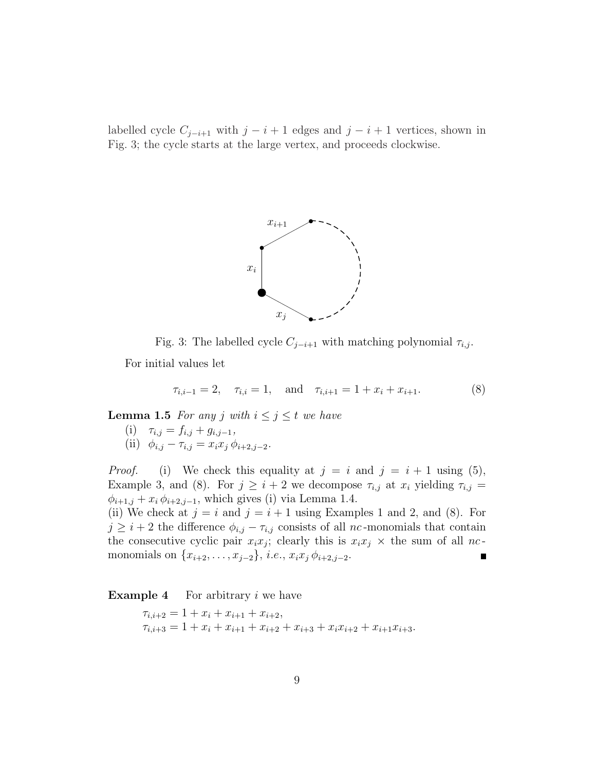labelled cycle $C_{j-i+1}$ with $j-i+1$ edges and $j-i+1$ vertices, shown in Fig. 3; the cycle starts at the large vertex, and proceeds clockwise.

Fig. 3: The labelled cycle $C_{j-i+1}$ with matching polynomial $\tau_{i,j}$.

For initial values let

$$\tau_{i,i-1} = 2, \quad \tau_{i,i} = 1, \quad \text{and} \quad \tau_{i,i+1} = 1 + x_i + x_{i+1}. \tag{8}$$

**Lemma 1.5** *For any $j$ with $i \le j \le t$ we have*

(i) $\tau_{i,j} = f_{i,j} + g_{i,j-1}$,

(ii) $\phi_{i,j} - \tau_{i,j} = x_i x_j \, \phi_{i+2,j-2}$.

*Proof.* (i) We check this equality at $j = i$ and $j = i+1$ using (5), Example 3, and (8). For $j \ge i+2$ we decompose $\tau_{i,j}$ at $x_i$ yielding $\tau_{i,j} = \phi_{i+1,j} + x_i \, \phi_{i+2,j-1}$, which gives (i) via Lemma 1.4.

(ii) We check at $j = i$ and $j = i+1$ using Examples 1 and 2, and (8). For $j \ge i+2$ the difference $\phi_{i,j} - \tau_{i,j}$ consists of all $nc$-monomials that contain the consecutive cyclic pair $x_i x_j$; clearly this is $x_i x_j \times$ the sum of all $nc$-monomials on $\{x_{i+2}, \ldots, x_{j-2}\}$, *i.e.*, $x_i x_j \, \phi_{i+2,j-2}$. ∎

**Example 4** For arbitrary $i$ we have

$$\tau_{i,i+2} = 1 + x_i + x_{i+1} + x_{i+2},$$
$$\tau_{i,i+3} = 1 + x_i + x_{i+1} + x_{i+2} + x_{i+3} + x_i x_{i+2} + x_{i+1} x_{i+3}.$$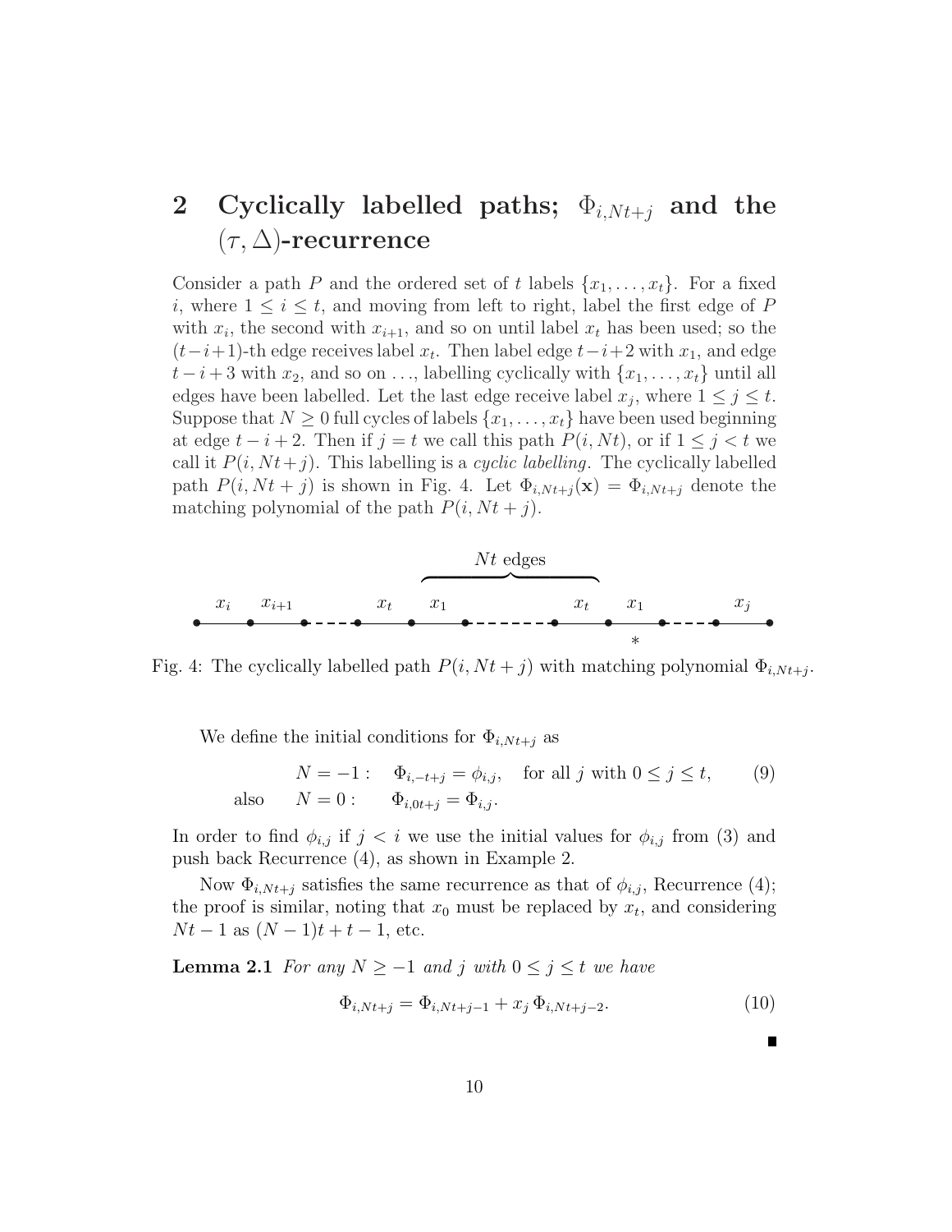## 2 Cyclically labelled paths; $\Phi_{i,Nt+j}$ and the $(\tau, \Delta)$-recurrence

Consider a path $P$ and the ordered set of $t$ labels $\{x_1, \ldots, x_t\}$. For a fixed $i$, where $1 \leq i \leq t$, and moving from left to right, label the first edge of $P$ with $x_i$, the second with $x_{i+1}$, and so on until label $x_t$ has been used; so the $(t-i+1)$-th edge receives label $x_t$. Then label edge $t-i+2$ with $x_1$, and edge $t-i+3$ with $x_2$, and so on $\ldots$, labelling cyclically with $\{x_1, \ldots, x_t\}$ until all edges have been labelled. Let the last edge receive label $x_j$, where $1 \leq j \leq t$. Suppose that $N \geq 0$ full cycles of labels $\{x_1, \ldots, x_t\}$ have been used beginning at edge $t-i+2$. Then if $j = t$ we call this path $P(i, Nt)$, or if $1 \leq j < t$ we call it $P(i, Nt+j)$. This labelling is a *cyclic labelling*. The cyclically labelled path $P(i, Nt+j)$ is shown in Fig. 4. Let $\Phi_{i,Nt+j}(\mathbf{x}) = \Phi_{i,Nt+j}$ denote the matching polynomial of the path $P(i, Nt+j)$.

Fig. 4: The cyclically labelled path $P(i, Nt+j)$ with matching polynomial $\Phi_{i,Nt+j}$.

We define the initial conditions for $\Phi_{i,Nt+j}$ as

$$
\begin{aligned}
N = -1: &\quad \Phi_{i,-t+j} = \phi_{i,j}, \quad \text{for all } j \text{ with } 0 \leq j \leq t, \qquad (9)\\
\text{also} \quad N = 0: &\quad \Phi_{i,0t+j} = \Phi_{i,j}.
\end{aligned}
$$

In order to find $\phi_{i,j}$ if $j < i$ we use the initial values for $\phi_{i,j}$ from (3) and push back Recurrence (4), as shown in Example 2.

Now $\Phi_{i,Nt+j}$ satisfies the same recurrence as that of $\phi_{i,j}$, Recurrence (4); the proof is similar, noting that $x_0$ must be replaced by $x_t$, and considering $Nt-1$ as $(N-1)t+t-1$, etc.

**Lemma 2.1** *For any $N \geq -1$ and $j$ with $0 \leq j \leq t$ we have*

$$
\Phi_{i,Nt+j} = \Phi_{i,Nt+j-1} + x_j \, \Phi_{i,Nt+j-2}. \qquad (10)
$$

∎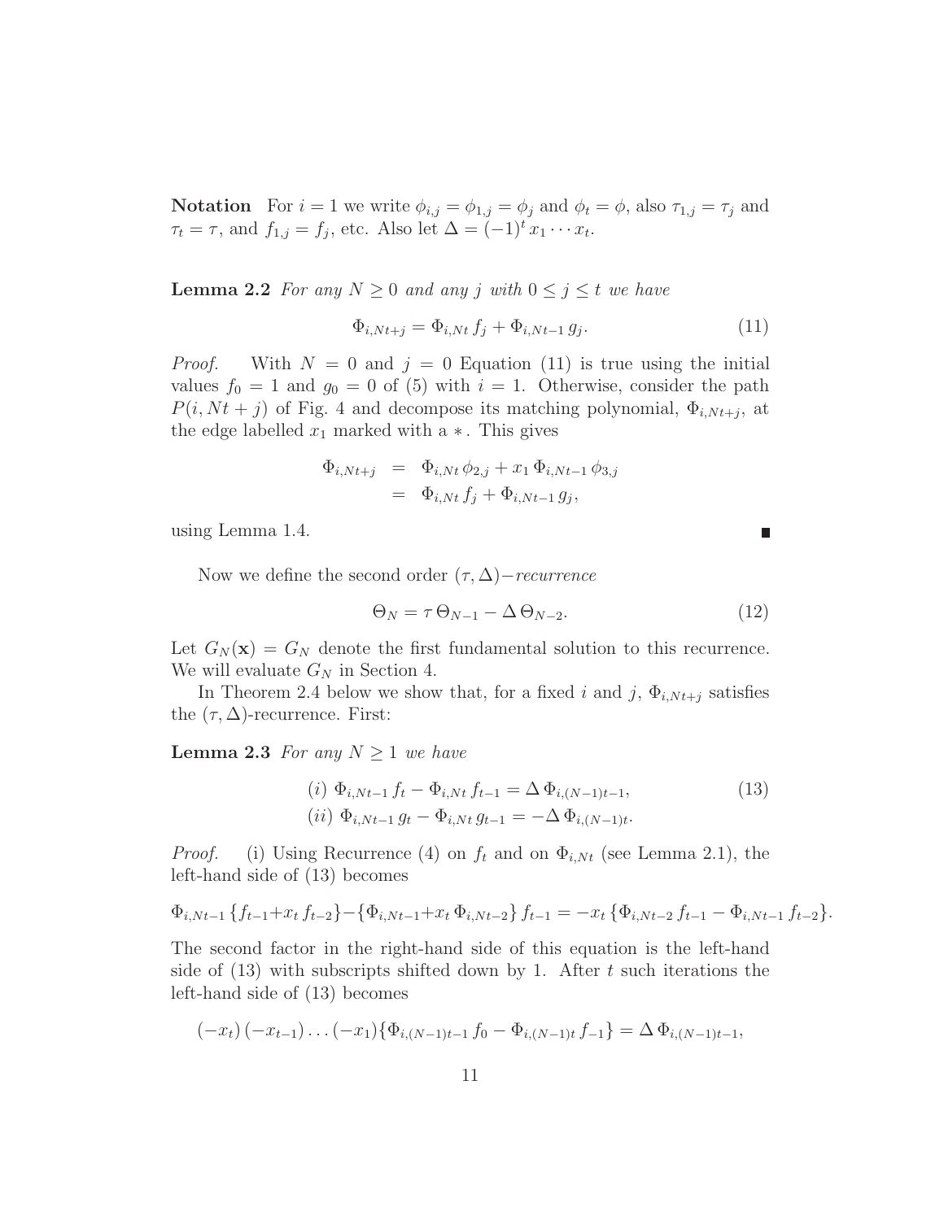**Notation** For $i = 1$ we write $\phi_{i,j} = \phi_{1,j} = \phi_j$ and $\phi_t = \phi$, also $\tau_{1,j} = \tau_j$ and $\tau_t = \tau$, and $f_{1,j} = f_j$, etc. Also let $\Delta = (-1)^t x_1 \cdots x_t$.

**Lemma 2.2** *For any $N \geq 0$ and any $j$ with $0 \leq j \leq t$ we have*

$$\Phi_{i,Nt+j} = \Phi_{i,Nt} f_j + \Phi_{i,Nt-1} g_j. \tag{11}$$

*Proof.* With $N = 0$ and $j = 0$ Equation (11) is true using the initial values $f_0 = 1$ and $g_0 = 0$ of (5) with $i = 1$. Otherwise, consider the path $P(i, Nt + j)$ of Fig. 4 and decompose its matching polynomial, $\Phi_{i,Nt+j}$, at the edge labelled $x_1$ marked with a $*$. This gives

$$\begin{aligned}
\Phi_{i,Nt+j} &= \Phi_{i,Nt}\, \phi_{2,j} + x_1\, \Phi_{i,Nt-1}\, \phi_{3,j} \\
&= \Phi_{i,Nt}\, f_j + \Phi_{i,Nt-1}\, g_j,
\end{aligned}$$

using Lemma 1.4. ∎

Now we define the second order $(\tau, \Delta)-$*recurrence*

$$\Theta_N = \tau\, \Theta_{N-1} - \Delta\, \Theta_{N-2}. \tag{12}$$

Let $G_N(\mathbf{x}) = G_N$ denote the first fundamental solution to this recurrence. We will evaluate $G_N$ in Section 4.

In Theorem 2.4 below we show that, for a fixed $i$ and $j$, $\Phi_{i,Nt+j}$ satisfies the $(\tau, \Delta)$-recurrence. First:

**Lemma 2.3** *For any $N \geq 1$ we have*

$$\begin{aligned}
&(i)\ \Phi_{i,Nt-1}\, f_t - \Phi_{i,Nt}\, f_{t-1} = \Delta\, \Phi_{i,(N-1)t-1}, \\
&(ii)\ \Phi_{i,Nt-1}\, g_t - \Phi_{i,Nt}\, g_{t-1} = -\Delta\, \Phi_{i,(N-1)t}.
\end{aligned} \tag{13}$$

*Proof.* (i) Using Recurrence (4) on $f_t$ and on $\Phi_{i,Nt}$ (see Lemma 2.1), the left-hand side of (13) becomes

$$\Phi_{i,Nt-1}\,\{f_{t-1}+x_t\, f_{t-2}\}-\{\Phi_{i,Nt-1}+x_t\, \Phi_{i,Nt-2}\}\, f_{t-1} = -x_t\,\{\Phi_{i,Nt-2}\, f_{t-1} - \Phi_{i,Nt-1}\, f_{t-2}\}.$$

The second factor in the right-hand side of this equation is the left-hand side of (13) with subscripts shifted down by 1. After $t$ such iterations the left-hand side of (13) becomes

$$(-x_t)\,(-x_{t-1})\ldots(-x_1)\{\Phi_{i,(N-1)t-1}\, f_0 - \Phi_{i,(N-1)t}\, f_{-1}\} = \Delta\, \Phi_{i,(N-1)t-1},$$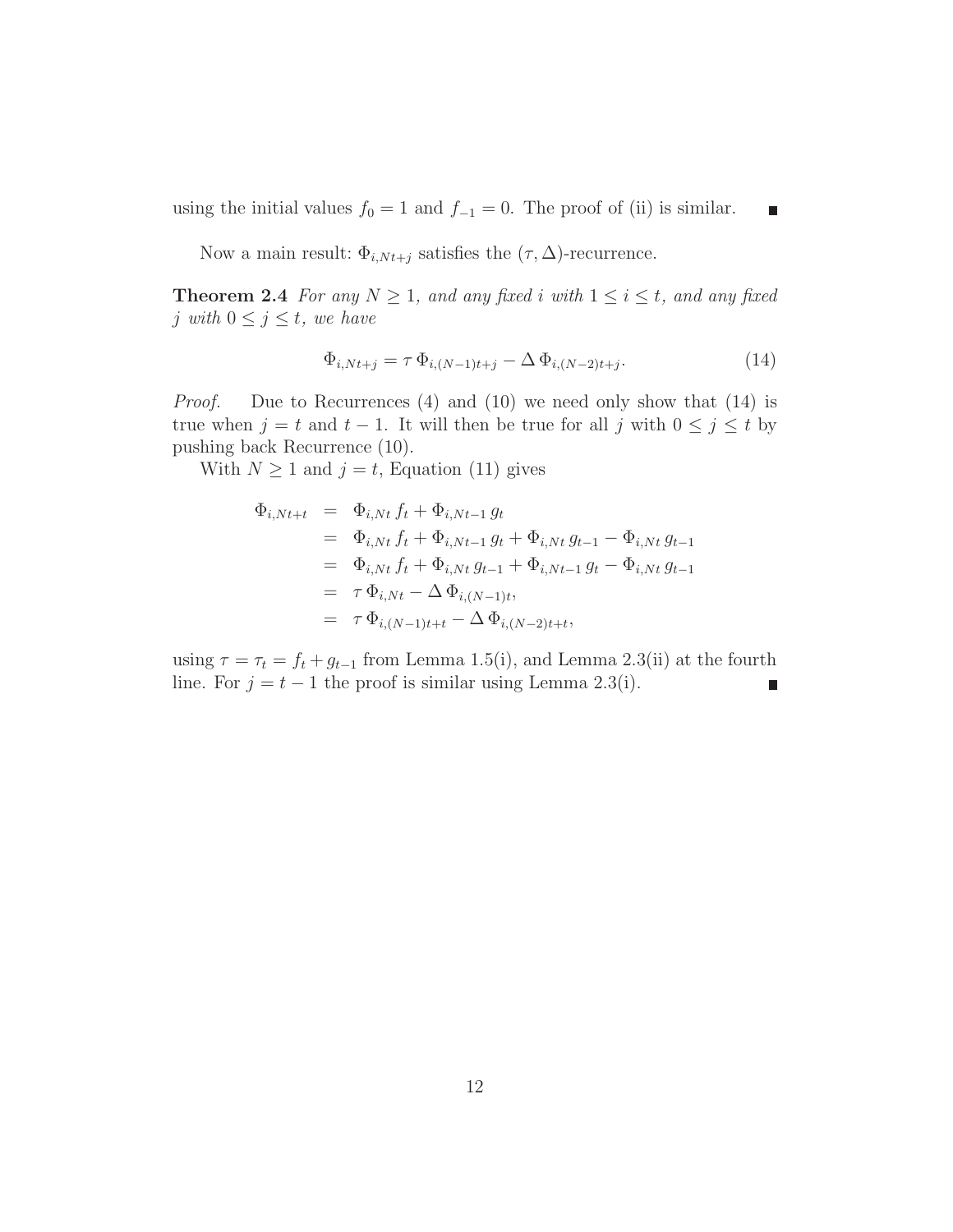using the initial values $f_0 = 1$ and $f_{-1} = 0$. The proof of (ii) is similar. ∎

Now a main result: $\Phi_{i,Nt+j}$ satisfies the $(\tau, \Delta)$-recurrence.

**Theorem 2.4** *For any $N \geq 1$, and any fixed $i$ with $1 \leq i \leq t$, and any fixed $j$ with $0 \leq j \leq t$, we have*

$$\Phi_{i,Nt+j} = \tau\, \Phi_{i,(N-1)t+j} - \Delta\, \Phi_{i,(N-2)t+j}. \tag{14}$$

*Proof.* Due to Recurrences (4) and (10) we need only show that (14) is true when $j = t$ and $t - 1$. It will then be true for all $j$ with $0 \leq j \leq t$ by pushing back Recurrence (10).

With $N \geq 1$ and $j = t$, Equation (11) gives

$$\begin{aligned}
\Phi_{i,Nt+t} &= \Phi_{i,Nt}\, f_t + \Phi_{i,Nt-1}\, g_t \\
&= \Phi_{i,Nt}\, f_t + \Phi_{i,Nt-1}\, g_t + \Phi_{i,Nt}\, g_{t-1} - \Phi_{i,Nt}\, g_{t-1} \\
&= \Phi_{i,Nt}\, f_t + \Phi_{i,Nt}\, g_{t-1} + \Phi_{i,Nt-1}\, g_t - \Phi_{i,Nt}\, g_{t-1} \\
&= \tau\, \Phi_{i,Nt} - \Delta\, \Phi_{i,(N-1)t}, \\
&= \tau\, \Phi_{i,(N-1)t+t} - \Delta\, \Phi_{i,(N-2)t+t},
\end{aligned}$$

using $\tau = \tau_t = f_t + g_{t-1}$ from Lemma 1.5(i), and Lemma 2.3(ii) at the fourth line. For $j = t - 1$ the proof is similar using Lemma 2.3(i). ∎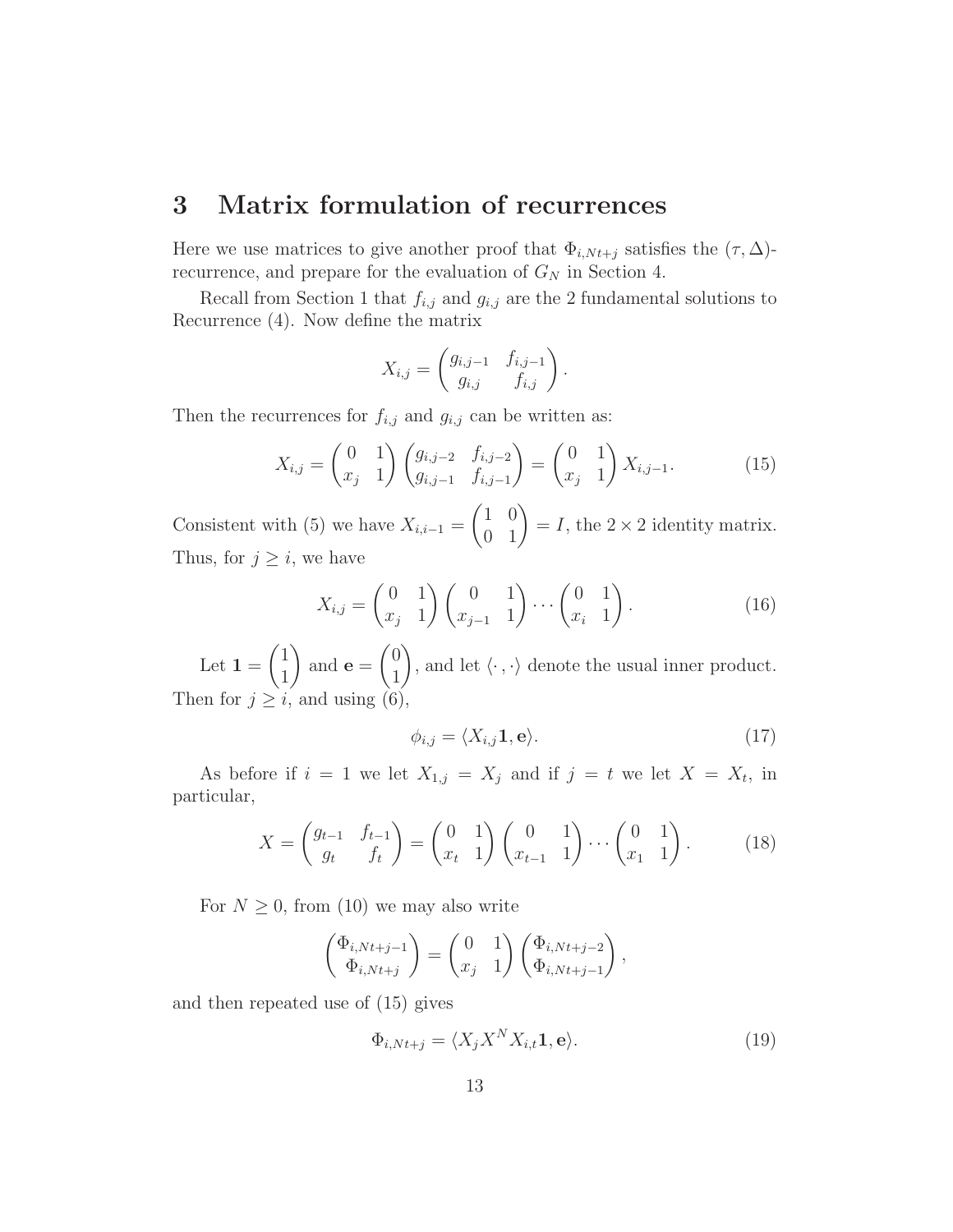# 3 Matrix formulation of recurrences

Here we use matrices to give another proof that $\Phi_{i,Nt+j}$ satisfies the $(\tau, \Delta)$-recurrence, and prepare for the evaluation of $G_N$ in Section 4.

Recall from Section 1 that $f_{i,j}$ and $g_{i,j}$ are the 2 fundamental solutions to Recurrence (4). Now define the matrix

$$X_{i,j} = \begin{pmatrix} g_{i,j-1} & f_{i,j-1} \\ g_{i,j} & f_{i,j} \end{pmatrix}.$$

Then the recurrences for $f_{i,j}$ and $g_{i,j}$ can be written as:

$$X_{i,j} = \begin{pmatrix} 0 & 1 \\ x_j & 1 \end{pmatrix} \begin{pmatrix} g_{i,j-2} & f_{i,j-2} \\ g_{i,j-1} & f_{i,j-1} \end{pmatrix} = \begin{pmatrix} 0 & 1 \\ x_j & 1 \end{pmatrix} X_{i,j-1}. \tag{15}$$

Consistent with (5) we have $X_{i,i-1} = \begin{pmatrix} 1 & 0 \\ 0 & 1 \end{pmatrix} = I$, the $2 \times 2$ identity matrix. Thus, for $j \geq i$, we have

$$X_{i,j} = \begin{pmatrix} 0 & 1 \\ x_j & 1 \end{pmatrix} \begin{pmatrix} 0 & 1 \\ x_{j-1} & 1 \end{pmatrix} \cdots \begin{pmatrix} 0 & 1 \\ x_i & 1 \end{pmatrix}. \tag{16}$$

Let $\mathbf{1} = \begin{pmatrix} 1 \\ 1 \end{pmatrix}$ and $\mathbf{e} = \begin{pmatrix} 0 \\ 1 \end{pmatrix}$, and let $\langle \cdot, \cdot \rangle$ denote the usual inner product. Then for $j \geq i$, and using (6),

$$\phi_{i,j} = \langle X_{i,j} \mathbf{1}, \mathbf{e} \rangle. \tag{17}$$

As before if $i = 1$ we let $X_{1,j} = X_j$ and if $j = t$ we let $X = X_t$, in particular,

$$X = \begin{pmatrix} g_{t-1} & f_{t-1} \\ g_t & f_t \end{pmatrix} = \begin{pmatrix} 0 & 1 \\ x_t & 1 \end{pmatrix} \begin{pmatrix} 0 & 1 \\ x_{t-1} & 1 \end{pmatrix} \cdots \begin{pmatrix} 0 & 1 \\ x_1 & 1 \end{pmatrix}. \tag{18}$$

For $N \geq 0$, from (10) we may also write

$$\begin{pmatrix} \Phi_{i,Nt+j-1} \\ \Phi_{i,Nt+j} \end{pmatrix} = \begin{pmatrix} 0 & 1 \\ x_j & 1 \end{pmatrix} \begin{pmatrix} \Phi_{i,Nt+j-2} \\ \Phi_{i,Nt+j-1} \end{pmatrix},$$

and then repeated use of (15) gives

$$\Phi_{i,Nt+j} = \langle X_j X^N X_{i,t} \mathbf{1}, \mathbf{e} \rangle. \tag{19}$$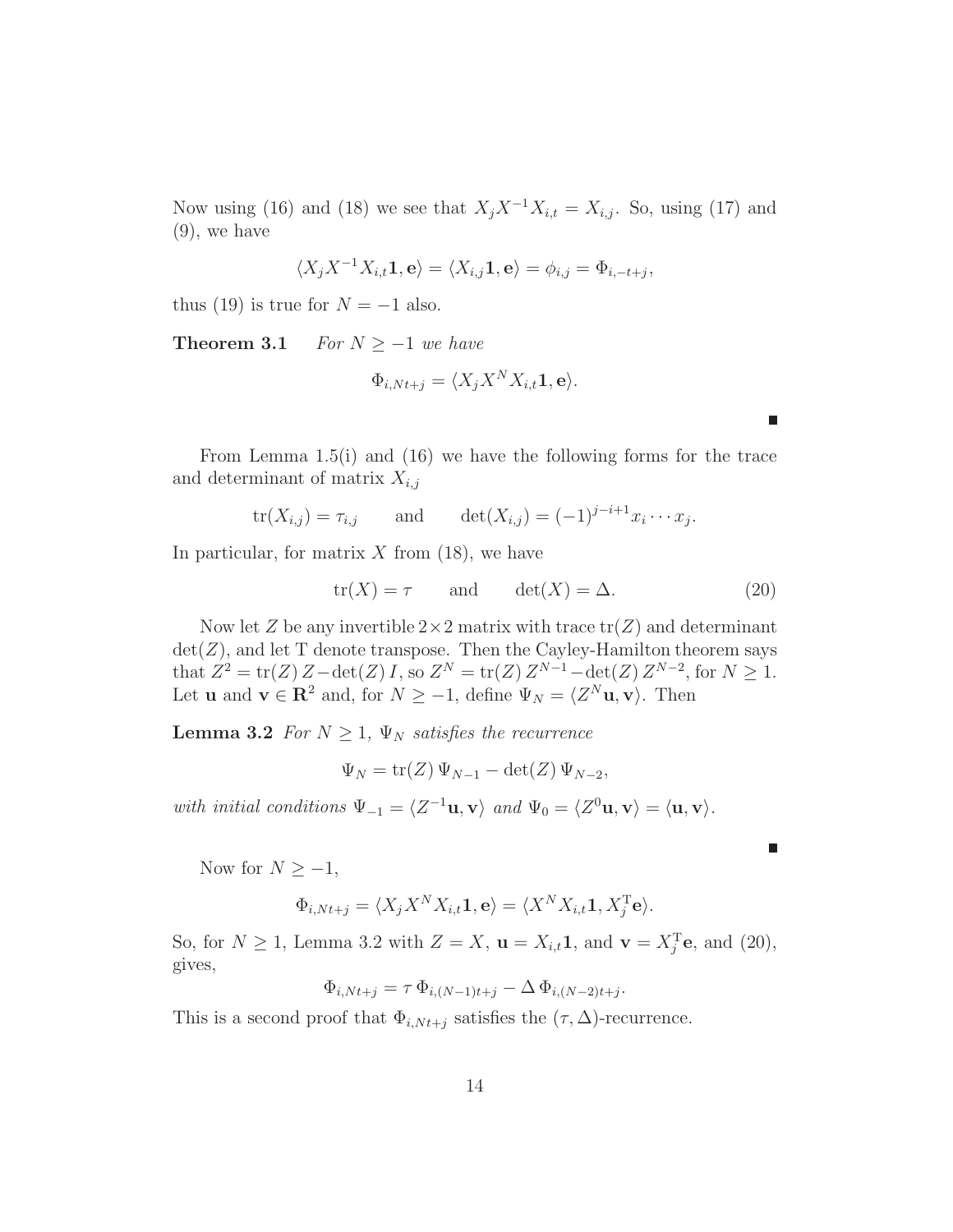Now using (16) and (18) we see that $X_j X^{-1} X_{i,t} = X_{i,j}$. So, using (17) and (9), we have

$$\langle X_j X^{-1} X_{i,t} \mathbf{1}, \mathbf{e} \rangle = \langle X_{i,j} \mathbf{1}, \mathbf{e} \rangle = \phi_{i,j} = \Phi_{i,-t+j},$$

thus (19) is true for $N = -1$ also.

**Theorem 3.1** *For $N \geq -1$ we have*

$$\Phi_{i,Nt+j} = \langle X_j X^N X_{i,t} \mathbf{1}, \mathbf{e} \rangle.$$

■

From Lemma 1.5(i) and (16) we have the following forms for the trace and determinant of matrix $X_{i,j}$

$$\mathrm{tr}(X_{i,j}) = \tau_{i,j} \qquad \text{and} \qquad \det(X_{i,j}) = (-1)^{j-i+1} x_i \cdots x_j.$$

In particular, for matrix $X$ from (18), we have

$$\mathrm{tr}(X) = \tau \qquad \text{and} \qquad \det(X) = \Delta. \tag{20}$$

Now let $Z$ be any invertible $2 \times 2$ matrix with trace $\mathrm{tr}(Z)$ and determinant $\det(Z)$, and let T denote transpose. Then the Cayley-Hamilton theorem says that $Z^2 = \mathrm{tr}(Z)\, Z - \det(Z)\, I$, so $Z^N = \mathrm{tr}(Z)\, Z^{N-1} - \det(Z)\, Z^{N-2}$, for $N \geq 1$. Let $\mathbf{u}$ and $\mathbf{v} \in \mathbf{R}^2$ and, for $N \geq -1$, define $\Psi_N = \langle Z^N \mathbf{u}, \mathbf{v} \rangle$. Then

**Lemma 3.2** *For $N \geq 1$, $\Psi_N$ satisfies the recurrence*

$$\Psi_N = \mathrm{tr}(Z)\, \Psi_{N-1} - \det(Z)\, \Psi_{N-2},$$

*with initial conditions $\Psi_{-1} = \langle Z^{-1} \mathbf{u}, \mathbf{v} \rangle$ and $\Psi_0 = \langle Z^0 \mathbf{u}, \mathbf{v} \rangle = \langle \mathbf{u}, \mathbf{v} \rangle$.*

■

Now for $N \geq -1$,

$$\Phi_{i,Nt+j} = \langle X_j X^N X_{i,t} \mathbf{1}, \mathbf{e} \rangle = \langle X^N X_{i,t} \mathbf{1}, X_j^{\mathrm{T}} \mathbf{e} \rangle.$$

So, for $N \geq 1$, Lemma 3.2 with $Z = X$, $\mathbf{u} = X_{i,t} \mathbf{1}$, and $\mathbf{v} = X_j^{\mathrm{T}} \mathbf{e}$, and (20), gives,

$$\Phi_{i,Nt+j} = \tau\, \Phi_{i,(N-1)t+j} - \Delta\, \Phi_{i,(N-2)t+j}.$$

This is a second proof that $\Phi_{i,Nt+j}$ satisfies the $(\tau, \Delta)$-recurrence.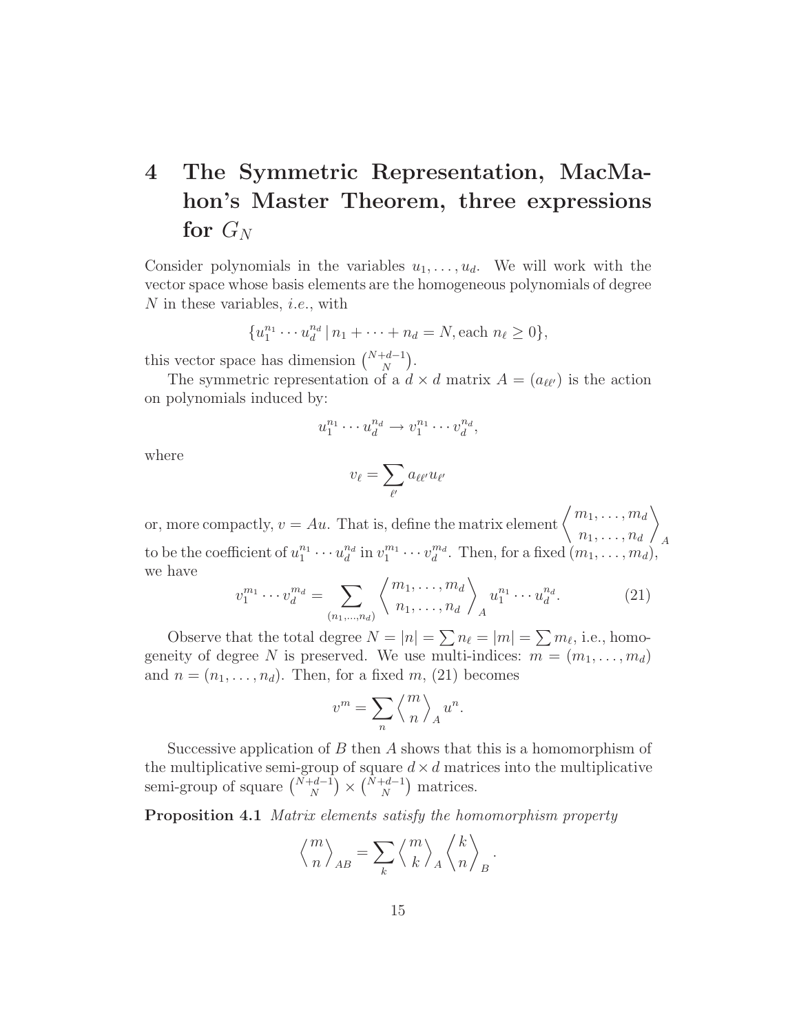# 4 The Symmetric Representation, MacMahon's Master Theorem, three expressions for $G_N$

Consider polynomials in the variables $u_1, \ldots, u_d$. We will work with the vector space whose basis elements are the homogeneous polynomials of degree $N$ in these variables, *i.e.*, with

$$\{u_1^{n_1} \cdots u_d^{n_d} \,|\, n_1 + \cdots + n_d = N, \text{each } n_\ell \geq 0\},$$

this vector space has dimension $\binom{N+d-1}{N}$.

The symmetric representation of a $d \times d$ matrix $A = (a_{\ell\ell'})$ is the action on polynomials induced by:

$$u_1^{n_1} \cdots u_d^{n_d} \rightarrow v_1^{n_1} \cdots v_d^{n_d},$$

where

$$v_\ell = \sum_{\ell'} a_{\ell\ell'} u_{\ell'}$$

or, more compactly, $v = Au$. That is, define the matrix element $\left\langle \begin{matrix} m_1, \ldots, m_d \\ n_1, \ldots, n_d \end{matrix} \right\rangle_A$ to be the coefficient of $u_1^{n_1} \cdots u_d^{n_d}$ in $v_1^{m_1} \cdots v_d^{m_d}$. Then, for a fixed $(m_1, \ldots, m_d)$, we have

$$v_1^{m_1} \cdots v_d^{m_d} = \sum_{(n_1, \ldots, n_d)} \left\langle \begin{matrix} m_1, \ldots, m_d \\ n_1, \ldots, n_d \end{matrix} \right\rangle_A u_1^{n_1} \cdots u_d^{n_d}. \tag{21}$$

Observe that the total degree $N = |n| = \sum n_\ell = |m| = \sum m_\ell$, i.e., homogeneity of degree $N$ is preserved. We use multi-indices: $m = (m_1, \ldots, m_d)$ and $n = (n_1, \ldots, n_d)$. Then, for a fixed $m$, (21) becomes

$$v^m = \sum_n \left\langle \begin{matrix} m \\ n \end{matrix} \right\rangle_A u^n.$$

Successive application of $B$ then $A$ shows that this is a homomorphism of the multiplicative semi-group of square $d \times d$ matrices into the multiplicative semi-group of square $\binom{N+d-1}{N} \times \binom{N+d-1}{N}$ matrices.

**Proposition 4.1** *Matrix elements satisfy the homomorphism property*

$$\left\langle \begin{matrix} m \\ n \end{matrix} \right\rangle_{AB} = \sum_k \left\langle \begin{matrix} m \\ k \end{matrix} \right\rangle_A \left\langle \begin{matrix} k \\ n \end{matrix} \right\rangle_B .$$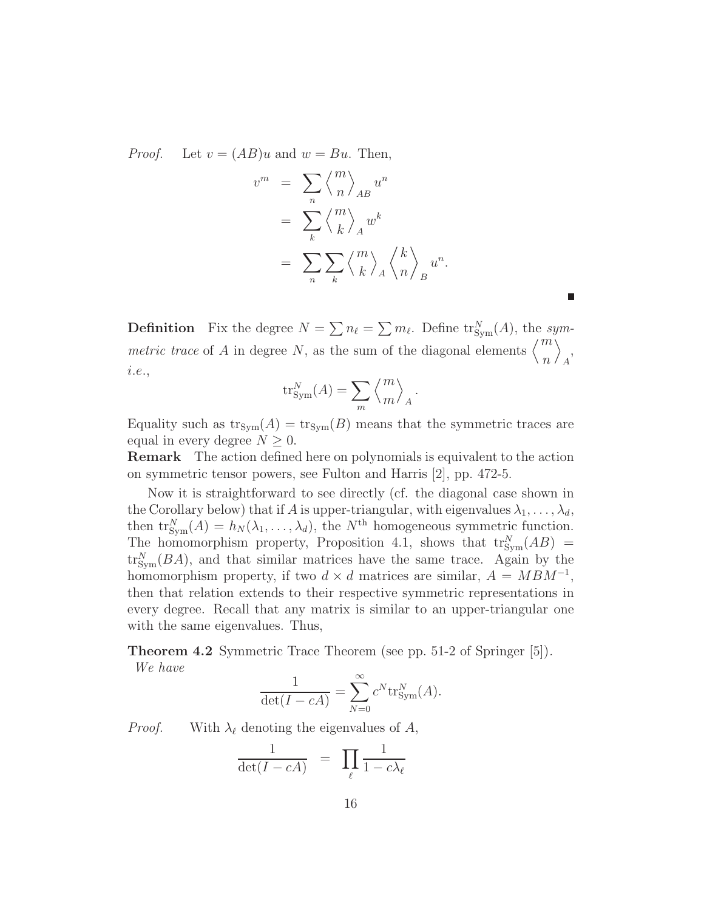*Proof.* Let $v = (AB)u$ and $w = Bu$. Then,

$$
\begin{aligned}
v^m &= \sum_n \left\langle {m \atop n} \right\rangle_{AB} u^n \\
&= \sum_k \left\langle {m \atop k} \right\rangle_{A} w^k \\
&= \sum_n \sum_k \left\langle {m \atop k} \right\rangle_{A} \left\langle {k \atop n} \right\rangle_{B} u^n.
\end{aligned}
$$

■

**Definition** Fix the degree $N = \sum n_\ell = \sum m_\ell$. Define $\mathrm{tr}^N_{\mathrm{Sym}}(A)$, the *symmetric trace* of $A$ in degree $N$, as the sum of the diagonal elements $\left\langle {m \atop n} \right\rangle_A$, *i.e.*,

$$
\mathrm{tr}^N_{\mathrm{Sym}}(A) = \sum_m \left\langle {m \atop m} \right\rangle_A .
$$

Equality such as $\mathrm{tr}_{\mathrm{Sym}}(A) = \mathrm{tr}_{\mathrm{Sym}}(B)$ means that the symmetric traces are equal in every degree $N \geq 0$.

**Remark** The action defined here on polynomials is equivalent to the action on symmetric tensor powers, see Fulton and Harris [2], pp. 472-5.

Now it is straightforward to see directly (cf. the diagonal case shown in the Corollary below) that if $A$ is upper-triangular, with eigenvalues $\lambda_1, \ldots, \lambda_d$, then $\mathrm{tr}^N_{\mathrm{Sym}}(A) = h_N(\lambda_1, \ldots, \lambda_d)$, the $N^{\mathrm{th}}$ homogeneous symmetric function. The homomorphism property, Proposition 4.1, shows that $\mathrm{tr}^N_{\mathrm{Sym}}(AB) = \mathrm{tr}^N_{\mathrm{Sym}}(BA)$, and that similar matrices have the same trace. Again by the homomorphism property, if two $d \times d$ matrices are similar, $A = MBM^{-1}$, then that relation extends to their respective symmetric representations in every degree. Recall that any matrix is similar to an upper-triangular one with the same eigenvalues. Thus,

**Theorem 4.2** Symmetric Trace Theorem (see pp. 51-2 of Springer [5]). *We have*

$$
\frac{1}{\det(I - cA)} = \sum_{N=0}^{\infty} c^N \mathrm{tr}^N_{\mathrm{Sym}}(A).
$$

*Proof.* With $\lambda_\ell$ denoting the eigenvalues of $A$,

$$
\frac{1}{\det(I - cA)} = \prod_\ell \frac{1}{1 - c\lambda_\ell}
$$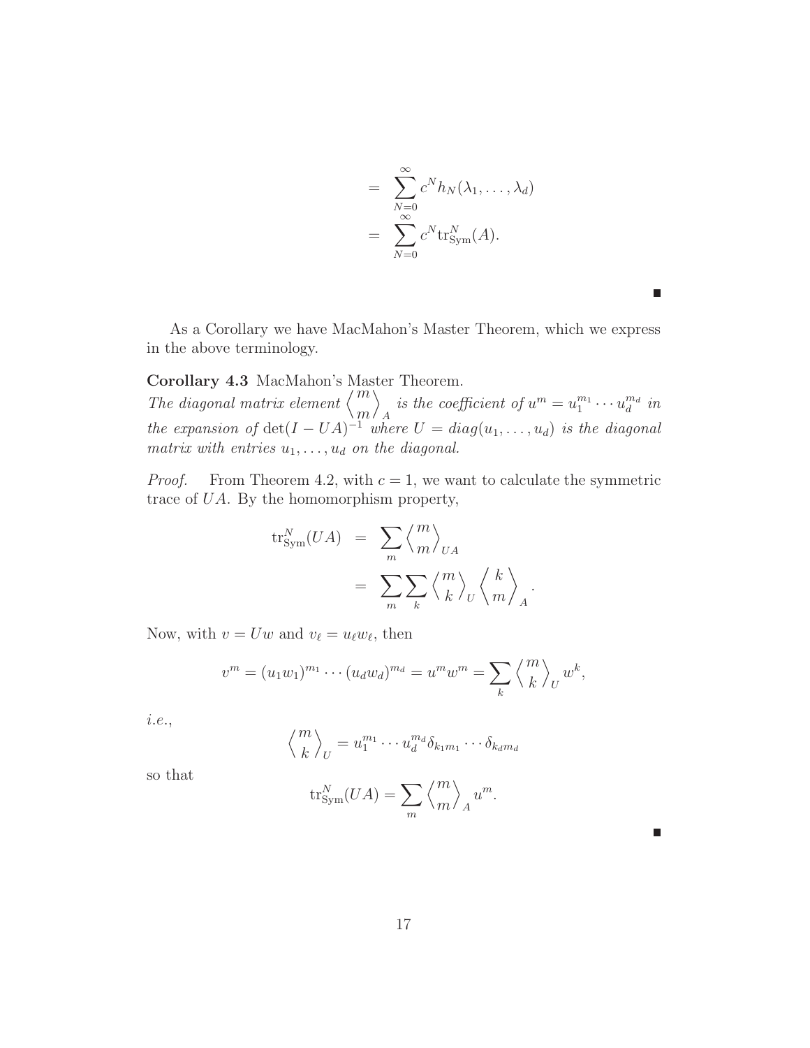$$
\begin{aligned}
&= \sum_{N=0}^{\infty} c^N h_N(\lambda_1, \ldots, \lambda_d) \\
&= \sum_{N=0}^{\infty} c^N \mathrm{tr}_{\mathrm{Sym}}^N(A).
\end{aligned}
$$

■

As a Corollary we have MacMahon's Master Theorem, which we express in the above terminology.

**Corollary 4.3** MacMahon's Master Theorem.
*The diagonal matrix element* $\left\langle {m \atop m} \right\rangle_A$ *is the coefficient of* $u^m = u_1^{m_1} \cdots u_d^{m_d}$ *in the expansion of* $\det(I - UA)^{-1}$ *where* $U = diag(u_1, \ldots, u_d)$ *is the diagonal matrix with entries* $u_1, \ldots, u_d$ *on the diagonal.*

*Proof.* From Theorem 4.2, with $c = 1$, we want to calculate the symmetric trace of $UA$. By the homomorphism property,

$$
\begin{aligned}
\mathrm{tr}_{\mathrm{Sym}}^N(UA) &= \sum_m \left\langle {m \atop m} \right\rangle_{UA} \\
&= \sum_m \sum_k \left\langle {m \atop k} \right\rangle_U \left\langle {k \atop m} \right\rangle_A .
\end{aligned}
$$

Now, with $v = Uw$ and $v_\ell = u_\ell w_\ell$, then

$$
v^m = (u_1 w_1)^{m_1} \cdots (u_d w_d)^{m_d} = u^m w^m = \sum_k \left\langle {m \atop k} \right\rangle_U w^k,
$$

*i.e.*,

$$
\left\langle {m \atop k} \right\rangle_U = u_1^{m_1} \cdots u_d^{m_d} \delta_{k_1 m_1} \cdots \delta_{k_d m_d}
$$

so that

$$
\mathrm{tr}_{\mathrm{Sym}}^N(UA) = \sum_m \left\langle {m \atop m} \right\rangle_A u^m.
$$

■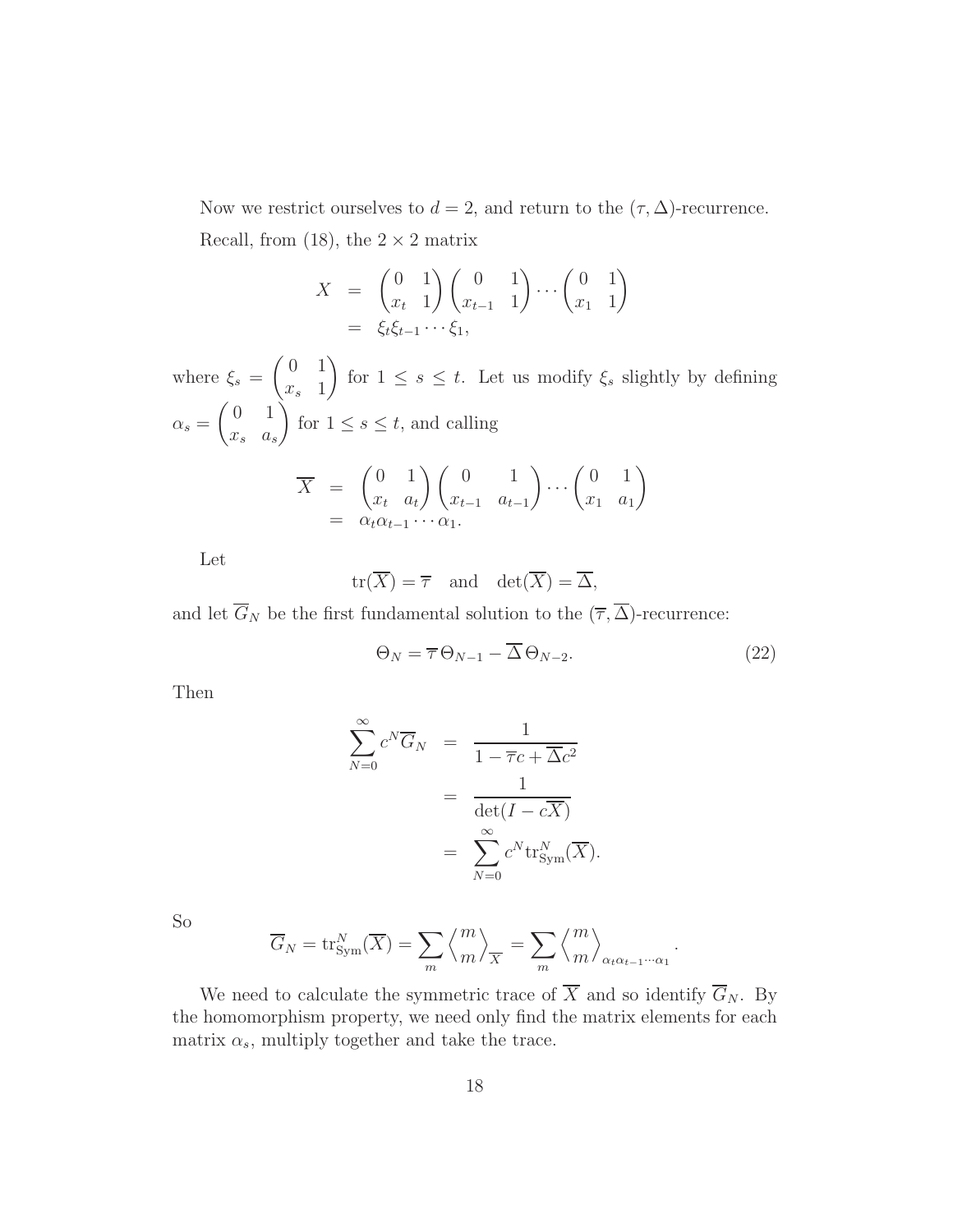Now we restrict ourselves to $d = 2$, and return to the $(\tau, \Delta)$-recurrence.

Recall, from (18), the $2 \times 2$ matrix

$$
\begin{aligned}
X &= \begin{pmatrix} 0 & 1 \\ x_t & 1 \end{pmatrix} \begin{pmatrix} 0 & 1 \\ x_{t-1} & 1 \end{pmatrix} \cdots \begin{pmatrix} 0 & 1 \\ x_1 & 1 \end{pmatrix} \\
&= \xi_t \xi_{t-1} \cdots \xi_1,
\end{aligned}
$$

where $\xi_s = \begin{pmatrix} 0 & 1 \\ x_s & 1 \end{pmatrix}$ for $1 \leq s \leq t$. Let us modify $\xi_s$ slightly by defining $\alpha_s = \begin{pmatrix} 0 & 1 \\ x_s & a_s \end{pmatrix}$ for $1 \leq s \leq t$, and calling

$$
\begin{aligned}
\overline{X} &= \begin{pmatrix} 0 & 1 \\ x_t & a_t \end{pmatrix} \begin{pmatrix} 0 & 1 \\ x_{t-1} & a_{t-1} \end{pmatrix} \cdots \begin{pmatrix} 0 & 1 \\ x_1 & a_1 \end{pmatrix} \\
&= \alpha_t \alpha_{t-1} \cdots \alpha_1.
\end{aligned}
$$

Let

$$
\mathrm{tr}(\overline{X}) = \overline{\tau} \quad \text{and} \quad \det(\overline{X}) = \overline{\Delta},
$$

and let $\overline{G}_N$ be the first fundamental solution to the $(\overline{\tau}, \overline{\Delta})$-recurrence:

$$
\Theta_N = \overline{\tau}\, \Theta_{N-1} - \overline{\Delta}\, \Theta_{N-2}. \tag{22}
$$

Then

$$
\begin{aligned}
\sum_{N=0}^{\infty} c^N \overline{G}_N &= \frac{1}{1 - \overline{\tau} c + \overline{\Delta} c^2} \\
&= \frac{1}{\det(I - c\overline{X})} \\
&= \sum_{N=0}^{\infty} c^N \mathrm{tr}^N_{\mathrm{Sym}}(\overline{X}).
\end{aligned}
$$

So

$$
\overline{G}_N = \mathrm{tr}^N_{\mathrm{Sym}}(\overline{X}) = \sum_m \left\langle \begin{matrix} m \\ m \end{matrix} \right\rangle_{\overline{X}} = \sum_m \left\langle \begin{matrix} m \\ m \end{matrix} \right\rangle_{\alpha_t \alpha_{t-1} \cdots \alpha_1}.
$$

We need to calculate the symmetric trace of $\overline{X}$ and so identify $\overline{G}_N$. By the homomorphism property, we need only find the matrix elements for each matrix $\alpha_s$, multiply together and take the trace.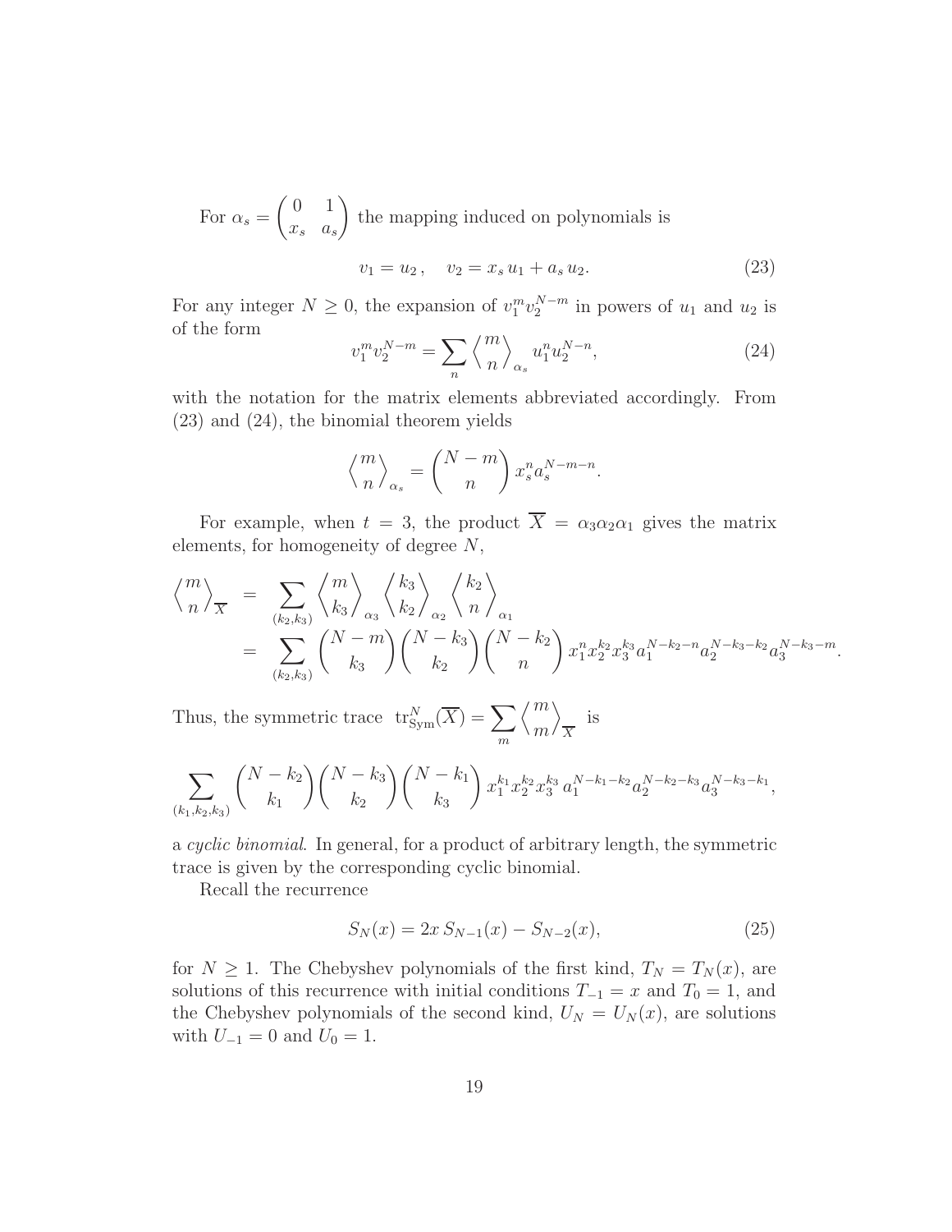For $\alpha_s = \begin{pmatrix} 0 & 1 \\ x_s & a_s \end{pmatrix}$ the mapping induced on polynomials is

$$v_1 = u_2\,, \quad v_2 = x_s\, u_1 + a_s\, u_2. \tag{23}$$

For any integer $N \geq 0$, the expansion of $v_1^m v_2^{N-m}$ in powers of $u_1$ and $u_2$ is of the form

$$v_1^m v_2^{N-m} = \sum_n \left\langle {m \atop n} \right\rangle_{\alpha_s} u_1^n u_2^{N-n}, \tag{24}$$

with the notation for the matrix elements abbreviated accordingly. From (23) and (24), the binomial theorem yields

$$\left\langle {m \atop n} \right\rangle_{\alpha_s} = \binom{N-m}{n} x_s^n a_s^{N-m-n}.$$

For example, when $t = 3$, the product $\overline{X} = \alpha_3\alpha_2\alpha_1$ gives the matrix elements, for homogeneity of degree $N$,

$$\begin{aligned}
\left\langle {m \atop n} \right\rangle_{\overline{X}} &= \sum_{(k_2,k_3)} \left\langle {m \atop k_3} \right\rangle_{\alpha_3} \left\langle {k_3 \atop k_2} \right\rangle_{\alpha_2} \left\langle {k_2 \atop n} \right\rangle_{\alpha_1} \\
&= \sum_{(k_2,k_3)} \binom{N-m}{k_3}\binom{N-k_3}{k_2}\binom{N-k_2}{n} x_1^n x_2^{k_2} x_3^{k_3} a_1^{N-k_2-n} a_2^{N-k_3-k_2} a_3^{N-k_3-m}.
\end{aligned}$$

Thus, the symmetric trace $\operatorname{tr}^N_{\mathrm{Sym}}(\overline{X}) = \sum_m \left\langle {m \atop m} \right\rangle_{\overline{X}}$ is

$$\sum_{(k_1,k_2,k_3)} \binom{N-k_2}{k_1}\binom{N-k_3}{k_2}\binom{N-k_1}{k_3} x_1^{k_1} x_2^{k_2} x_3^{k_3}\, a_1^{N-k_1-k_2} a_2^{N-k_2-k_3} a_3^{N-k_3-k_1},$$

a *cyclic binomial*. In general, for a product of arbitrary length, the symmetric trace is given by the corresponding cyclic binomial.

Recall the recurrence

$$S_N(x) = 2x\, S_{N-1}(x) - S_{N-2}(x), \tag{25}$$

for $N \geq 1$. The Chebyshev polynomials of the first kind, $T_N = T_N(x)$, are solutions of this recurrence with initial conditions $T_{-1} = x$ and $T_0 = 1$, and the Chebyshev polynomials of the second kind, $U_N = U_N(x)$, are solutions with $U_{-1} = 0$ and $U_0 = 1$.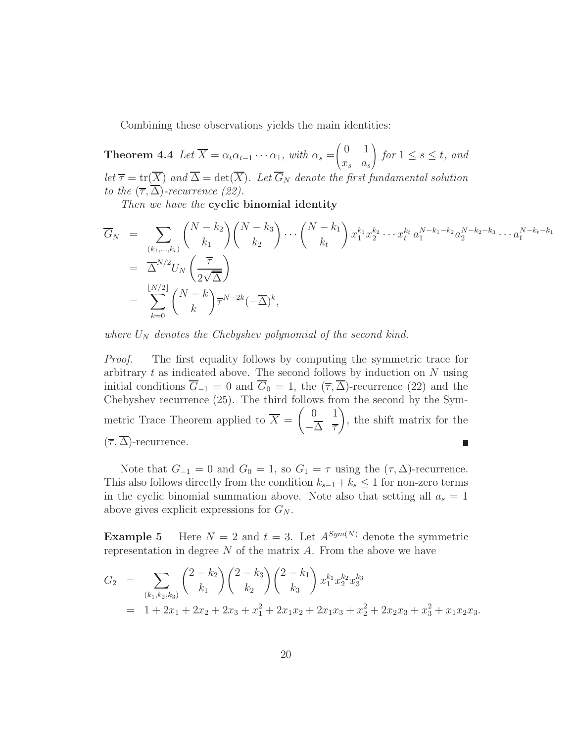Combining these observations yields the main identities:

**Theorem 4.4** *Let $\overline{X} = \alpha_t \alpha_{t-1} \cdots \alpha_1$, with $\alpha_s = \begin{pmatrix} 0 & 1 \\ x_s & a_s \end{pmatrix}$ for $1 \le s \le t$, and let $\overline{\tau} = \operatorname{tr}(\overline{X})$ and $\overline{\Delta} = \det(\overline{X})$. Let $\overline{G}_N$ denote the first fundamental solution to the $(\overline{\tau}, \overline{\Delta})$-recurrence (22).*

*Then we have the* **cyclic binomial identity**

$$
\begin{aligned}
\overline{G}_N &= \sum_{(k_1,\ldots,k_t)} \binom{N-k_2}{k_1}\binom{N-k_3}{k_2}\cdots\binom{N-k_1}{k_t} x_1^{k_1} x_2^{k_2} \cdots x_t^{k_t}\, a_1^{N-k_1-k_2} a_2^{N-k_2-k_3} \cdots a_t^{N-k_t-k_1} \\
&= \overline{\Delta}^{N/2} U_N\left(\frac{\overline{\tau}}{2\sqrt{\overline{\Delta}}}\right) \\
&= \sum_{k=0}^{\lfloor N/2 \rfloor} \binom{N-k}{k} \overline{\tau}^{N-2k} (-\overline{\Delta})^k,
\end{aligned}
$$

*where $U_N$ denotes the Chebyshev polynomial of the second kind.*

*Proof.* The first equality follows by computing the symmetric trace for arbitrary $t$ as indicated above. The second follows by induction on $N$ using initial conditions $\overline{G}_{-1} = 0$ and $\overline{G}_0 = 1$, the $(\overline{\tau}, \overline{\Delta})$-recurrence (22) and the Chebyshev recurrence (25). The third follows from the second by the Symmetric Trace Theorem applied to $\overline{X} = \begin{pmatrix} 0 & 1 \\ -\overline{\Delta} & \overline{\tau} \end{pmatrix}$, the shift matrix for the $(\overline{\tau}, \overline{\Delta})$-recurrence. ∎

Note that $G_{-1} = 0$ and $G_0 = 1$, so $G_1 = \tau$ using the $(\tau, \Delta)$-recurrence. This also follows directly from the condition $k_{s-1} + k_s \le 1$ for non-zero terms in the cyclic binomial summation above. Note also that setting all $a_s = 1$ above gives explicit expressions for $G_N$.

**Example 5** Here $N = 2$ and $t = 3$. Let $A^{Sym(N)}$ denote the symmetric representation in degree $N$ of the matrix $A$. From the above we have

$$
\begin{aligned}
G_2 &= \sum_{(k_1,k_2,k_3)} \binom{2-k_2}{k_1}\binom{2-k_3}{k_2}\binom{2-k_1}{k_3} x_1^{k_1} x_2^{k_2} x_3^{k_3} \\
&= 1 + 2x_1 + 2x_2 + 2x_3 + x_1^2 + 2x_1x_2 + 2x_1x_3 + x_2^2 + 2x_2x_3 + x_3^2 + x_1x_2x_3.
\end{aligned}
$$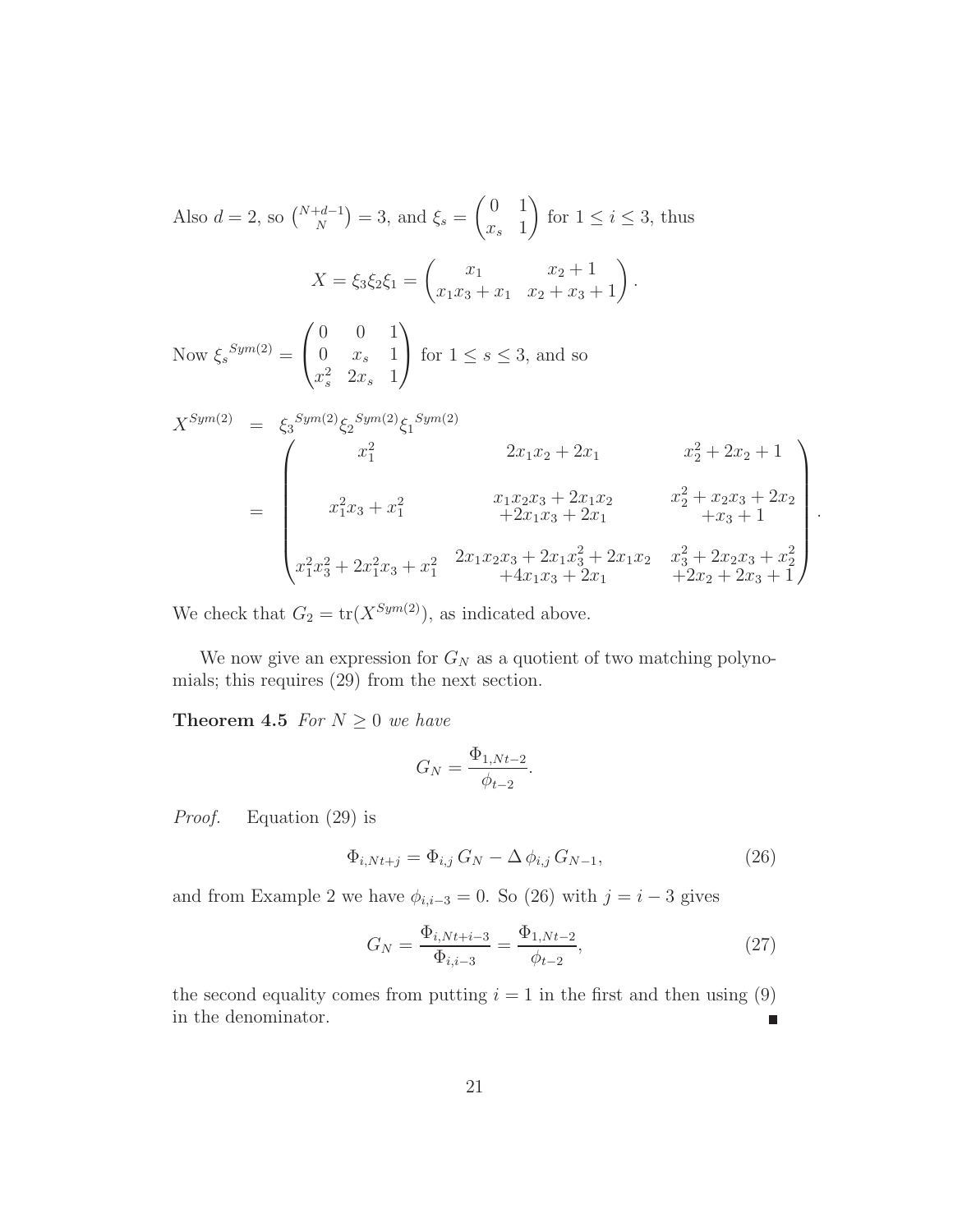Also $d = 2$, so $\binom{N+d-1}{N} = 3$, and $\xi_s = \begin{pmatrix} 0 & 1 \\ x_s & 1 \end{pmatrix}$ for $1 \le i \le 3$, thus

$$X = \xi_3 \xi_2 \xi_1 = \begin{pmatrix} x_1 & x_2 + 1 \\ x_1 x_3 + x_1 & x_2 + x_3 + 1 \end{pmatrix}.$$

Now ${\xi_s}^{Sym(2)} = \begin{pmatrix} 0 & 0 & 1 \\ 0 & x_s & 1 \\ x_s^2 & 2x_s & 1 \end{pmatrix}$ for $1 \le s \le 3$, and so

$$\begin{aligned} X^{Sym(2)} &= {\xi_3}^{Sym(2)} {\xi_2}^{Sym(2)} {\xi_1}^{Sym(2)} \\ &= \begin{pmatrix} x_1^2 & 2x_1x_2 + 2x_1 & x_2^2 + 2x_2 + 1 \\ & & \\ x_1^2 x_3 + x_1^2 & \begin{matrix} x_1x_2x_3 + 2x_1x_2 \\ +2x_1x_3 + 2x_1 \end{matrix} & \begin{matrix} x_2^2 + x_2x_3 + 2x_2 \\ +x_3 + 1 \end{matrix} \\ & & \\ x_1^2x_3^2 + 2x_1^2x_3 + x_1^2 & \begin{matrix} 2x_1x_2x_3 + 2x_1x_3^2 + 2x_1x_2 \\ +4x_1x_3 + 2x_1 \end{matrix} & \begin{matrix} x_3^2 + 2x_2x_3 + x_2^2 \\ +2x_2 + 2x_3 + 1 \end{matrix} \end{pmatrix}. \end{aligned}$$

We check that $G_2 = \mathrm{tr}(X^{Sym(2)})$, as indicated above.

We now give an expression for $G_N$ as a quotient of two matching polynomials; this requires (29) from the next section.

**Theorem 4.5** *For $N \ge 0$ we have*

$$G_N = \frac{\Phi_{1,Nt-2}}{\phi_{t-2}}.$$

*Proof.* Equation (29) is

$$\Phi_{i,Nt+j} = \Phi_{i,j}\, G_N - \Delta\, \phi_{i,j}\, G_{N-1}, \tag{26}$$

and from Example 2 we have $\phi_{i,i-3} = 0$. So (26) with $j = i - 3$ gives

$$G_N = \frac{\Phi_{i,Nt+i-3}}{\Phi_{i,i-3}} = \frac{\Phi_{1,Nt-2}}{\phi_{t-2}}, \tag{27}$$

the second equality comes from putting $i = 1$ in the first and then using (9) in the denominator. ∎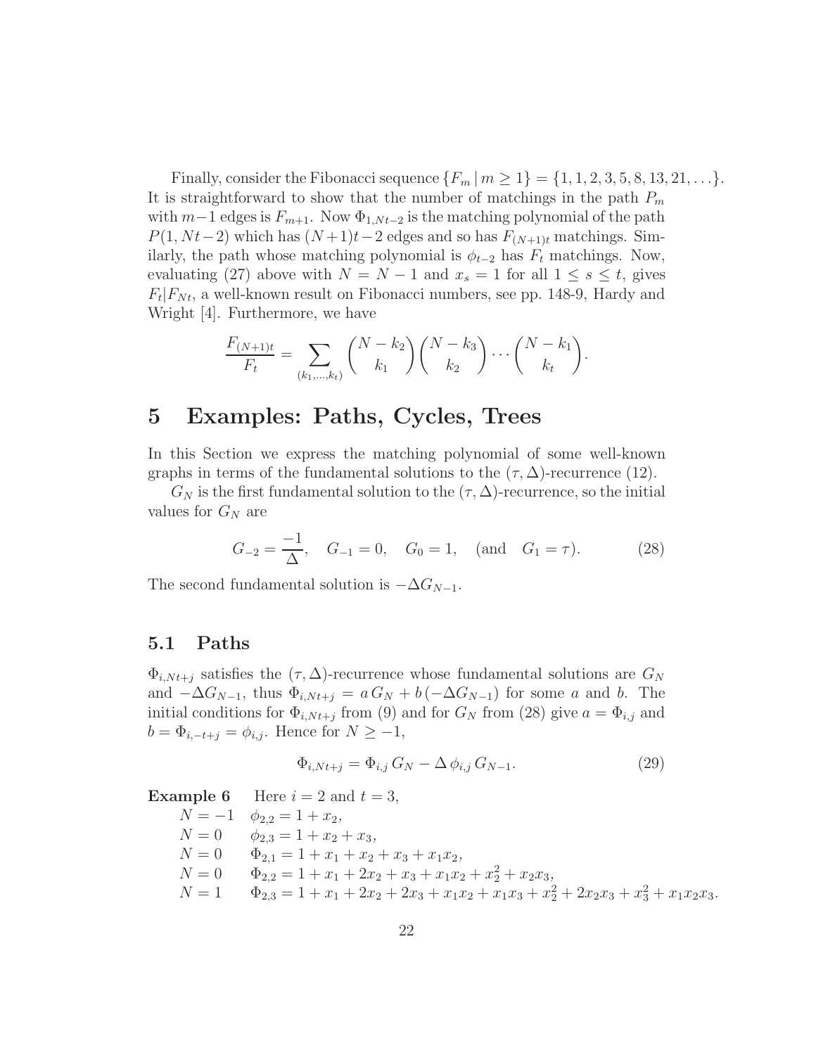Finally, consider the Fibonacci sequence $\{F_m \mid m \geq 1\} = \{1, 1, 2, 3, 5, 8, 13, 21, \ldots\}$. It is straightforward to show that the number of matchings in the path $P_m$ with $m-1$ edges is $F_{m+1}$. Now $\Phi_{1,Nt-2}$ is the matching polynomial of the path $P(1, Nt-2)$ which has $(N+1)t-2$ edges and so has $F_{(N+1)t}$ matchings. Similarly, the path whose matching polynomial is $\phi_{t-2}$ has $F_t$ matchings. Now, evaluating (27) above with $N = N-1$ and $x_s = 1$ for all $1 \leq s \leq t$, gives $F_t | F_{Nt}$, a well-known result on Fibonacci numbers, see pp. 148-9, Hardy and Wright [4]. Furthermore, we have

$$\frac{F_{(N+1)t}}{F_t} = \sum_{(k_1,\ldots,k_t)} \binom{N-k_2}{k_1}\binom{N-k_3}{k_2}\cdots\binom{N-k_1}{k_t}.$$

# 5 Examples: Paths, Cycles, Trees

In this Section we express the matching polynomial of some well-known graphs in terms of the fundamental solutions to the $(\tau, \Delta)$-recurrence (12).

$G_N$ is the first fundamental solution to the $(\tau, \Delta)$-recurrence, so the initial values for $G_N$ are

$$G_{-2} = \frac{-1}{\Delta}, \quad G_{-1} = 0, \quad G_0 = 1, \quad (\text{and} \quad G_1 = \tau). \tag{28}$$

The second fundamental solution is $-\Delta G_{N-1}$.

## 5.1 Paths

$\Phi_{i,Nt+j}$ satisfies the $(\tau, \Delta)$-recurrence whose fundamental solutions are $G_N$ and $-\Delta G_{N-1}$, thus $\Phi_{i,Nt+j} = a\, G_N + b\,(-\Delta G_{N-1})$ for some $a$ and $b$. The initial conditions for $\Phi_{i,Nt+j}$ from (9) and for $G_N$ from (28) give $a = \Phi_{i,j}$ and $b = \Phi_{i,-t+j} = \phi_{i,j}$. Hence for $N \geq -1$,

$$\Phi_{i,Nt+j} = \Phi_{i,j}\, G_N - \Delta\, \phi_{i,j}\, G_{N-1}. \tag{29}$$

**Example 6** Here $i = 2$ and $t = 3$,

$N = -1 \quad \phi_{2,2} = 1 + x_2,$

$N = 0 \quad \phi_{2,3} = 1 + x_2 + x_3,$

$N = 0 \quad \Phi_{2,1} = 1 + x_1 + x_2 + x_3 + x_1x_2,$

$N = 0 \quad \Phi_{2,2} = 1 + x_1 + 2x_2 + x_3 + x_1x_2 + x_2^2 + x_2x_3,$

$N = 1 \quad \Phi_{2,3} = 1 + x_1 + 2x_2 + 2x_3 + x_1x_2 + x_1x_3 + x_2^2 + 2x_2x_3 + x_3^2 + x_1x_2x_3.$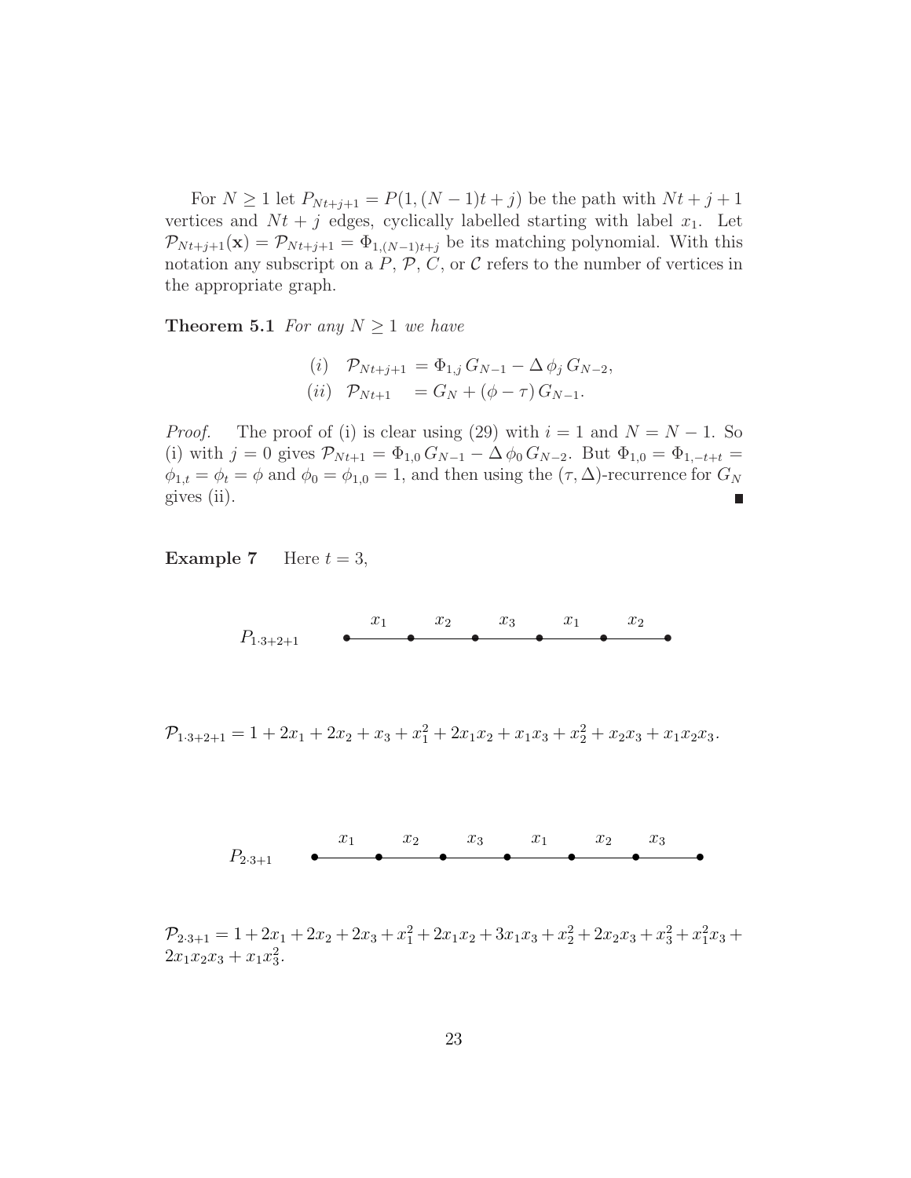For $N \geq 1$ let $P_{Nt+j+1} = P(1,(N-1)t+j)$ be the path with $Nt+j+1$ vertices and $Nt+j$ edges, cyclically labelled starting with label $x_1$. Let $\mathcal{P}_{Nt+j+1}(\mathbf{x}) = \mathcal{P}_{Nt+j+1} = \Phi_{1,(N-1)t+j}$ be its matching polynomial. With this notation any subscript on a $P$, $\mathcal{P}$, $C$, or $\mathcal{C}$ refers to the number of vertices in the appropriate graph.

**Theorem 5.1** *For any $N \geq 1$ we have*

$$
\begin{aligned}
(i) \quad & \mathcal{P}_{Nt+j+1} = \Phi_{1,j}\, G_{N-1} - \Delta\, \phi_j\, G_{N-2}, \\
(ii) \quad & \mathcal{P}_{Nt+1} \quad = G_N + (\phi - \tau)\, G_{N-1}.
\end{aligned}
$$

*Proof.* The proof of (i) is clear using (29) with $i = 1$ and $N = N-1$. So (i) with $j = 0$ gives $\mathcal{P}_{Nt+1} = \Phi_{1,0}\, G_{N-1} - \Delta\, \phi_0\, G_{N-2}$. But $\Phi_{1,0} = \Phi_{1,-t+t} = \phi_{1,t} = \phi_t = \phi$ and $\phi_0 = \phi_{1,0} = 1$, and then using the $(\tau, \Delta)$-recurrence for $G_N$ gives (ii). ∎

**Example 7** Here $t = 3$,

$P_{1\cdot 3+2+1}$ (path with edge labels $x_1, x_2, x_3, x_1, x_2$)

$\mathcal{P}_{1\cdot 3+2+1} = 1 + 2x_1 + 2x_2 + x_3 + x_1^2 + 2x_1x_2 + x_1x_3 + x_2^2 + x_2x_3 + x_1x_2x_3.$

$P_{2\cdot 3+1}$ (path with edge labels $x_1, x_2, x_3, x_1, x_2, x_3$)

$\mathcal{P}_{2\cdot 3+1} = 1 + 2x_1 + 2x_2 + 2x_3 + x_1^2 + 2x_1x_2 + 3x_1x_3 + x_2^2 + 2x_2x_3 + x_3^2 + x_1^2x_3 + 2x_1x_2x_3 + x_1x_3^2.$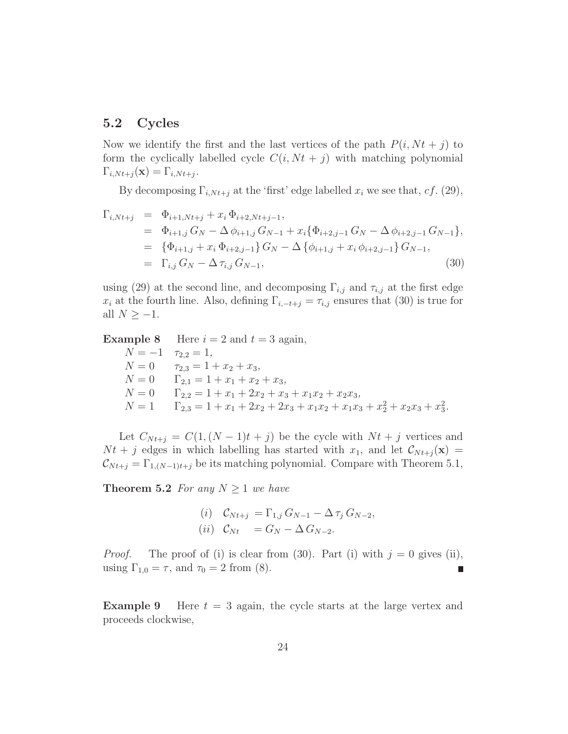## 5.2 Cycles

Now we identify the first and the last vertices of the path $P(i, Nt+j)$ to form the cyclically labelled cycle $C(i, Nt+j)$ with matching polynomial $\Gamma_{i,Nt+j}(\mathbf{x}) = \Gamma_{i,Nt+j}$.

By decomposing $\Gamma_{i,Nt+j}$ at the 'first' edge labelled $x_i$ we see that, *cf.* (29),

$$
\begin{aligned}
\Gamma_{i,Nt+j} &= \Phi_{i+1,Nt+j} + x_i\,\Phi_{i+2,Nt+j-1}, \\
&= \Phi_{i+1,j}\,G_N - \Delta\,\phi_{i+1,j}\,G_{N-1} + x_i\{\Phi_{i+2,j-1}\,G_N - \Delta\,\phi_{i+2,j-1}\,G_{N-1}\}, \\
&= \{\Phi_{i+1,j} + x_i\,\Phi_{i+2,j-1}\}\,G_N - \Delta\,\{\phi_{i+1,j} + x_i\,\phi_{i+2,j-1}\}\,G_{N-1}, \\
&= \Gamma_{i,j}\,G_N - \Delta\,\tau_{i,j}\,G_{N-1},
\end{aligned}
\tag{30}
$$

using (29) at the second line, and decomposing $\Gamma_{i,j}$ and $\tau_{i,j}$ at the first edge $x_i$ at the fourth line. Also, defining $\Gamma_{i,-t+j} = \tau_{i,j}$ ensures that (30) is true for all $N \geq -1$.

**Example 8** Here $i = 2$ and $t = 3$ again,

$N = -1$ $\quad \tau_{2,2} = 1,$

$N = 0$ $\quad \tau_{2,3} = 1 + x_2 + x_3,$

$N = 0$ $\quad \Gamma_{2,1} = 1 + x_1 + x_2 + x_3,$

$N = 0$ $\quad \Gamma_{2,2} = 1 + x_1 + 2x_2 + x_3 + x_1x_2 + x_2x_3,$

$N = 1$ $\quad \Gamma_{2,3} = 1 + x_1 + 2x_2 + 2x_3 + x_1x_2 + x_1x_3 + x_2^2 + x_2x_3 + x_3^2.$

Let $C_{Nt+j} = C(1, (N-1)t + j)$ be the cycle with $Nt + j$ vertices and $Nt + j$ edges in which labelling has started with $x_1$, and let $\mathcal{C}_{Nt+j}(\mathbf{x}) = \mathcal{C}_{Nt+j} = \Gamma_{1,(N-1)t+j}$ be its matching polynomial. Compare with Theorem 5.1,

**Theorem 5.2** *For any $N \geq 1$ we have*

$$
\begin{aligned}
&(i) \quad \mathcal{C}_{Nt+j} = \Gamma_{1,j}\,G_{N-1} - \Delta\,\tau_j\,G_{N-2}, \\
&(ii) \quad \mathcal{C}_{Nt} \quad = G_N - \Delta\,G_{N-2}.
\end{aligned}
$$

*Proof.* The proof of (i) is clear from (30). Part (i) with $j = 0$ gives (ii), using $\Gamma_{1,0} = \tau$, and $\tau_0 = 2$ from (8). ∎

**Example 9** Here $t = 3$ again, the cycle starts at the large vertex and proceeds clockwise,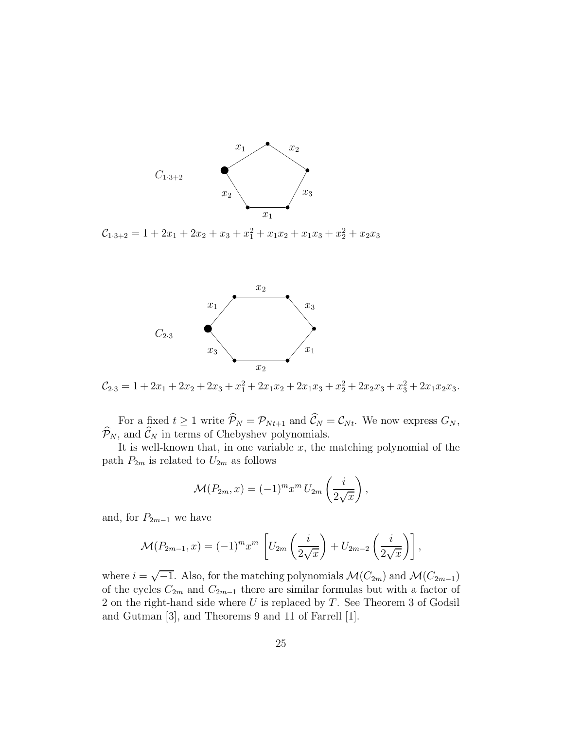$C_{1\cdot 3+2}$

$\mathcal{C}_{1\cdot 3+2} = 1 + 2x_1 + 2x_2 + x_3 + x_1^2 + x_1x_2 + x_1x_3 + x_2^2 + x_2x_3$

$C_{2\cdot 3}$

$\mathcal{C}_{2\cdot 3} = 1 + 2x_1 + 2x_2 + 2x_3 + x_1^2 + 2x_1x_2 + 2x_1x_3 + x_2^2 + 2x_2x_3 + x_3^2 + 2x_1x_2x_3.$

For a fixed $t \geq 1$ write $\widehat{\mathcal{P}}_N = \mathcal{P}_{Nt+1}$ and $\widehat{\mathcal{C}}_N = \mathcal{C}_{Nt}$. We now express $G_N$, $\widehat{\mathcal{P}}_N$, and $\widehat{\mathcal{C}}_N$ in terms of Chebyshev polynomials.

It is well-known that, in one variable $x$, the matching polynomial of the path $P_{2m}$ is related to $U_{2m}$ as follows

$$\mathcal{M}(P_{2m}, x) = (-1)^m x^m \, U_{2m}\left(\frac{i}{2\sqrt{x}}\right),$$

and, for $P_{2m-1}$ we have

$$\mathcal{M}(P_{2m-1}, x) = (-1)^m x^m \, \left[U_{2m}\left(\frac{i}{2\sqrt{x}}\right) + U_{2m-2}\left(\frac{i}{2\sqrt{x}}\right)\right],$$

where $i = \sqrt{-1}$. Also, for the matching polynomials $\mathcal{M}(C_{2m})$ and $\mathcal{M}(C_{2m-1})$ of the cycles $C_{2m}$ and $C_{2m-1}$ there are similar formulas but with a factor of 2 on the right-hand side where $U$ is replaced by $T$. See Theorem 3 of Godsil and Gutman [3], and Theorems 9 and 11 of Farrell [1].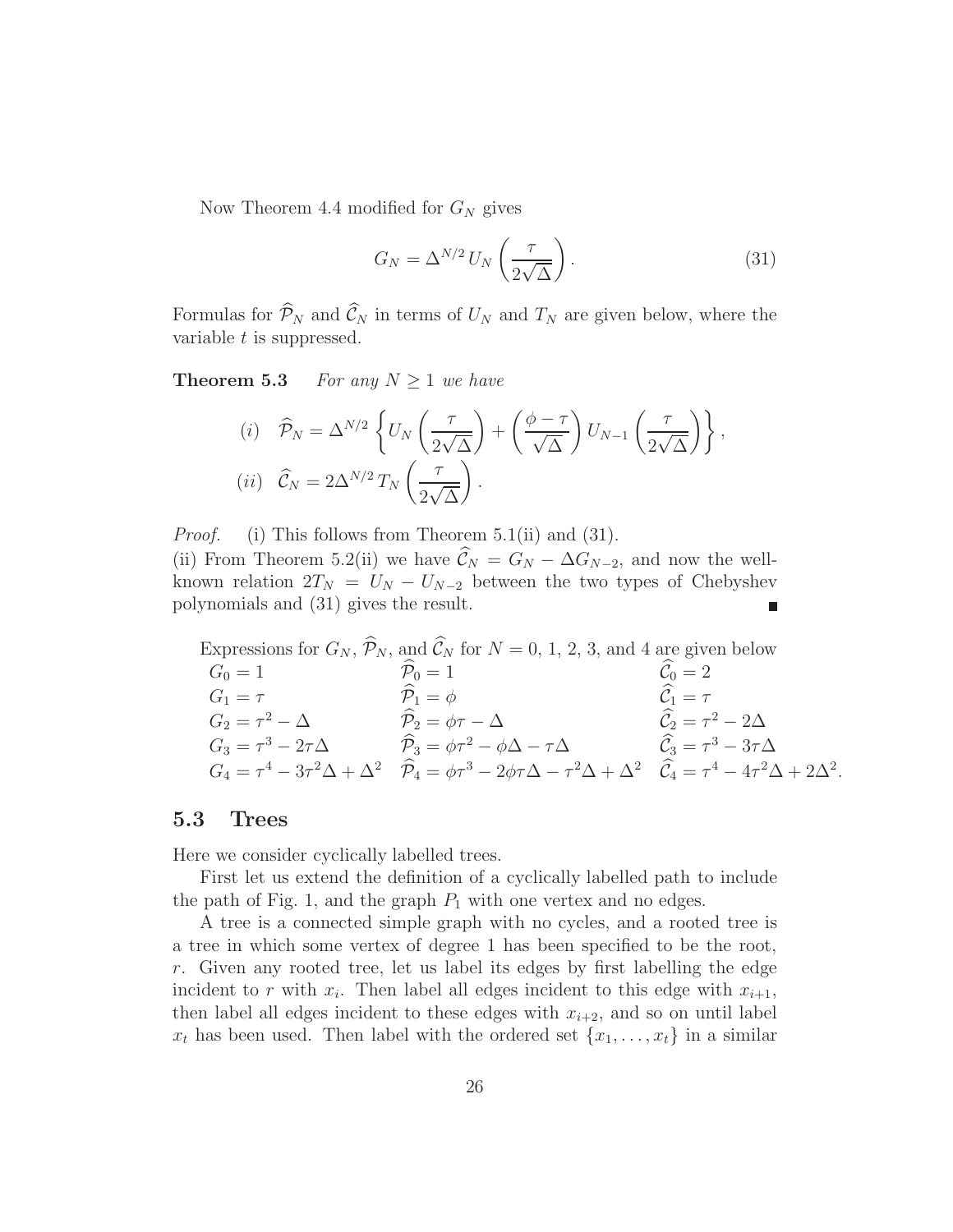Now Theorem 4.4 modified for $G_N$ gives

$$G_N = \Delta^{N/2} U_N \left( \frac{\tau}{2\sqrt{\Delta}} \right). \tag{31}$$

Formulas for $\widehat{\mathcal{P}}_N$ and $\widehat{\mathcal{C}}_N$ in terms of $U_N$ and $T_N$ are given below, where the variable $t$ is suppressed.

**Theorem 5.3** *For any $N \geq 1$ we have*

$$(i) \quad \widehat{\mathcal{P}}_N = \Delta^{N/2} \left\{ U_N \left( \frac{\tau}{2\sqrt{\Delta}} \right) + \left( \frac{\phi - \tau}{\sqrt{\Delta}} \right) U_{N-1} \left( \frac{\tau}{2\sqrt{\Delta}} \right) \right\},$$

$$(ii) \quad \widehat{\mathcal{C}}_N = 2\Delta^{N/2} T_N \left( \frac{\tau}{2\sqrt{\Delta}} \right).$$

*Proof.* (i) This follows from Theorem 5.1(ii) and (31).
(ii) From Theorem 5.2(ii) we have $\widehat{\mathcal{C}}_N = G_N - \Delta G_{N-2}$, and now the well-known relation $2T_N = U_N - U_{N-2}$ between the two types of Chebyshev polynomials and (31) gives the result. ■

Expressions for $G_N$, $\widehat{\mathcal{P}}_N$, and $\widehat{\mathcal{C}}_N$ for $N = 0$, 1, 2, 3, and 4 are given below

| | | |
|---|---|---|
| $G_0 = 1$ | $\widehat{\mathcal{P}}_0 = 1$ | $\widehat{\mathcal{C}}_0 = 2$ |
| $G_1 = \tau$ | $\widehat{\mathcal{P}}_1 = \phi$ | $\widehat{\mathcal{C}}_1 = \tau$ |
| $G_2 = \tau^2 - \Delta$ | $\widehat{\mathcal{P}}_2 = \phi\tau - \Delta$ | $\widehat{\mathcal{C}}_2 = \tau^2 - 2\Delta$ |
| $G_3 = \tau^3 - 2\tau\Delta$ | $\widehat{\mathcal{P}}_3 = \phi\tau^2 - \phi\Delta - \tau\Delta$ | $\widehat{\mathcal{C}}_3 = \tau^3 - 3\tau\Delta$ |
| $G_4 = \tau^4 - 3\tau^2\Delta + \Delta^2$ | $\widehat{\mathcal{P}}_4 = \phi\tau^3 - 2\phi\tau\Delta - \tau^2\Delta + \Delta^2$ | $\widehat{\mathcal{C}}_4 = \tau^4 - 4\tau^2\Delta + 2\Delta^2$. |

## 5.3 Trees

Here we consider cyclically labelled trees.

First let us extend the definition of a cyclically labelled path to include the path of Fig. 1, and the graph $P_1$ with one vertex and no edges.

A tree is a connected simple graph with no cycles, and a rooted tree is a tree in which some vertex of degree 1 has been specified to be the root, $r$. Given any rooted tree, let us label its edges by first labelling the edge incident to $r$ with $x_i$. Then label all edges incident to this edge with $x_{i+1}$, then label all edges incident to these edges with $x_{i+2}$, and so on until label $x_t$ has been used. Then label with the ordered set $\{x_1, \ldots, x_t\}$ in a similar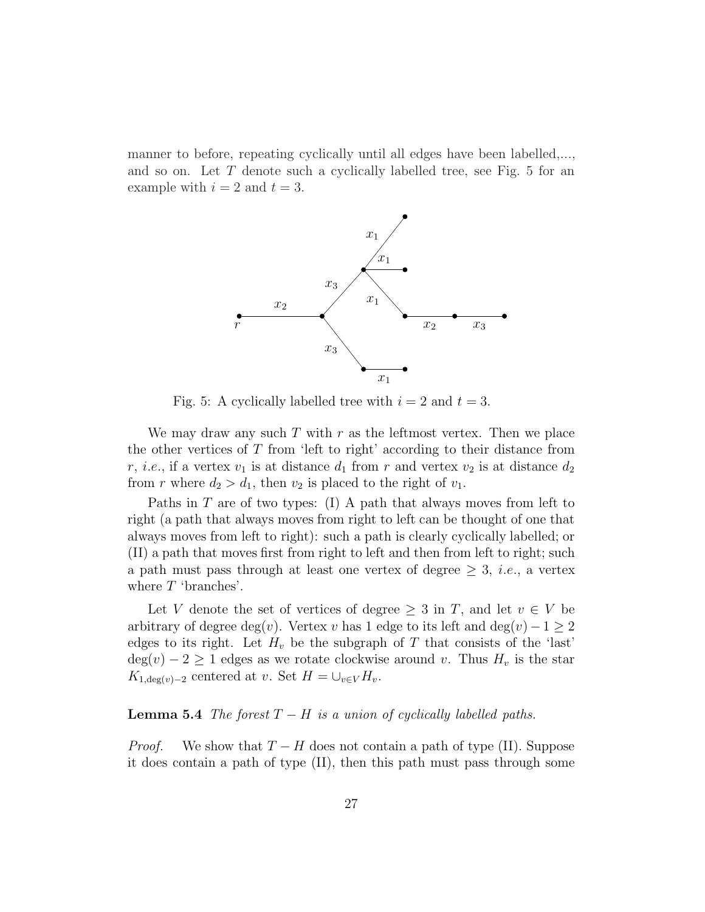manner to before, repeating cyclically until all edges have been labelled,..., and so on. Let $T$ denote such a cyclically labelled tree, see Fig. 5 for an example with $i = 2$ and $t = 3$.

Fig. 5: A cyclically labelled tree with $i = 2$ and $t = 3$.

We may draw any such $T$ with $r$ as the leftmost vertex. Then we place the other vertices of $T$ from 'left to right' according to their distance from $r$, *i.e.*, if a vertex $v_1$ is at distance $d_1$ from $r$ and vertex $v_2$ is at distance $d_2$ from $r$ where $d_2 > d_1$, then $v_2$ is placed to the right of $v_1$.

Paths in $T$ are of two types: (I) A path that always moves from left to right (a path that always moves from right to left can be thought of one that always moves from left to right): such a path is clearly cyclically labelled; or (II) a path that moves first from right to left and then from left to right; such a path must pass through at least one vertex of degree $\geq 3$, *i.e.*, a vertex where $T$ 'branches'.

Let $V$ denote the set of vertices of degree $\geq 3$ in $T$, and let $v \in V$ be arbitrary of degree $\deg(v)$. Vertex $v$ has 1 edge to its left and $\deg(v) - 1 \geq 2$ edges to its right. Let $H_v$ be the subgraph of $T$ that consists of the 'last' $\deg(v) - 2 \geq 1$ edges as we rotate clockwise around $v$. Thus $H_v$ is the star $K_{1,\deg(v)-2}$ centered at $v$. Set $H = \cup_{v \in V} H_v$.

**Lemma 5.4** *The forest $T - H$ is a union of cyclically labelled paths.*

*Proof.* We show that $T - H$ does not contain a path of type (II). Suppose it does contain a path of type (II), then this path must pass through some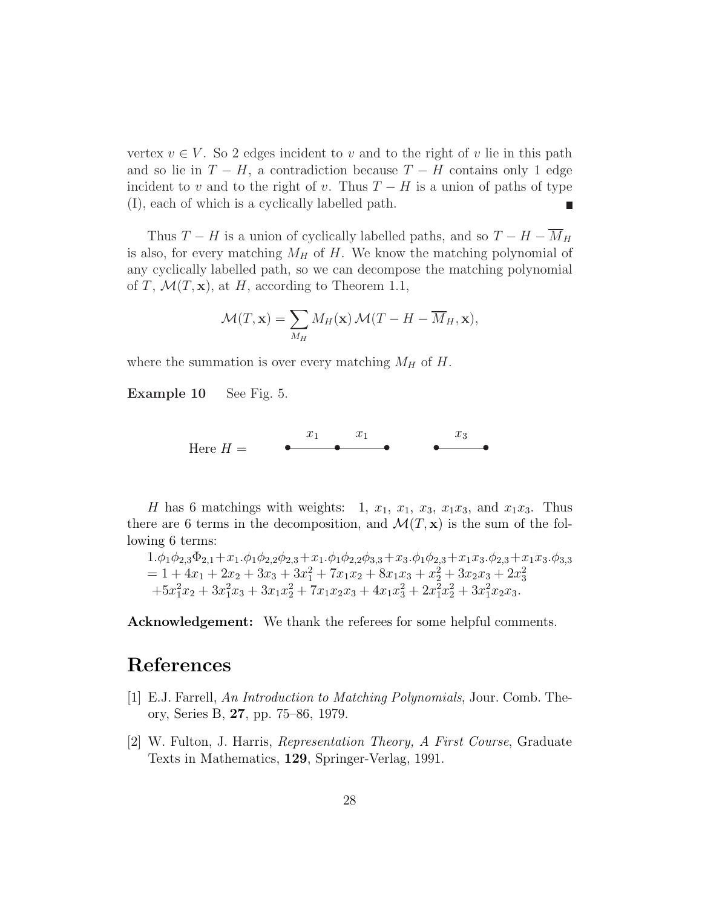vertex $v \in V$. So 2 edges incident to $v$ and to the right of $v$ lie in this path and so lie in $T - H$, a contradiction because $T - H$ contains only 1 edge incident to $v$ and to the right of $v$. Thus $T - H$ is a union of paths of type (I), each of which is a cyclically labelled path. ∎

Thus $T - H$ is a union of cyclically labelled paths, and so $T - H - \overline{M}_H$ is also, for every matching $M_H$ of $H$. We know the matching polynomial of any cyclically labelled path, so we can decompose the matching polynomial of $T$, $\mathcal{M}(T, \mathbf{x})$, at $H$, according to Theorem 1.1,

$$\mathcal{M}(T, \mathbf{x}) = \sum_{M_H} M_H(\mathbf{x})\, \mathcal{M}(T - H - \overline{M}_H, \mathbf{x}),$$

where the summation is over every matching $M_H$ of $H$.

**Example 10** See Fig. 5.

Here $H =$ (a path with two edges labelled $x_1$, $x_1$, and a separate edge labelled $x_3$)

$H$ has 6 matchings with weights: $1$, $x_1$, $x_1$, $x_3$, $x_1x_3$, and $x_1x_3$. Thus there are 6 terms in the decomposition, and $\mathcal{M}(T, \mathbf{x})$ is the sum of the following 6 terms:

$1.\phi_1\phi_{2,3}\Phi_{2,1} + x_1.\phi_1\phi_{2,2}\phi_{2,3} + x_1.\phi_1\phi_{2,2}\phi_{3,3} + x_3.\phi_1\phi_{2,3} + x_1x_3.\phi_{2,3} + x_1x_3.\phi_{3,3}$
$= 1 + 4x_1 + 2x_2 + 3x_3 + 3x_1^2 + 7x_1x_2 + 8x_1x_3 + x_2^2 + 3x_2x_3 + 2x_3^2$
$+5x_1^2x_2 + 3x_1^2x_3 + 3x_1x_2^2 + 7x_1x_2x_3 + 4x_1x_3^2 + 2x_1^2x_2^2 + 3x_1^2x_2x_3.$

**Acknowledgement:** We thank the referees for some helpful comments.

# References

[1] E.J. Farrell, *An Introduction to Matching Polynomials*, Jour. Comb. Theory, Series B, **27**, pp. 75–86, 1979.

[2] W. Fulton, J. Harris, *Representation Theory, A First Course*, Graduate Texts in Mathematics, **129**, Springer-Verlag, 1991.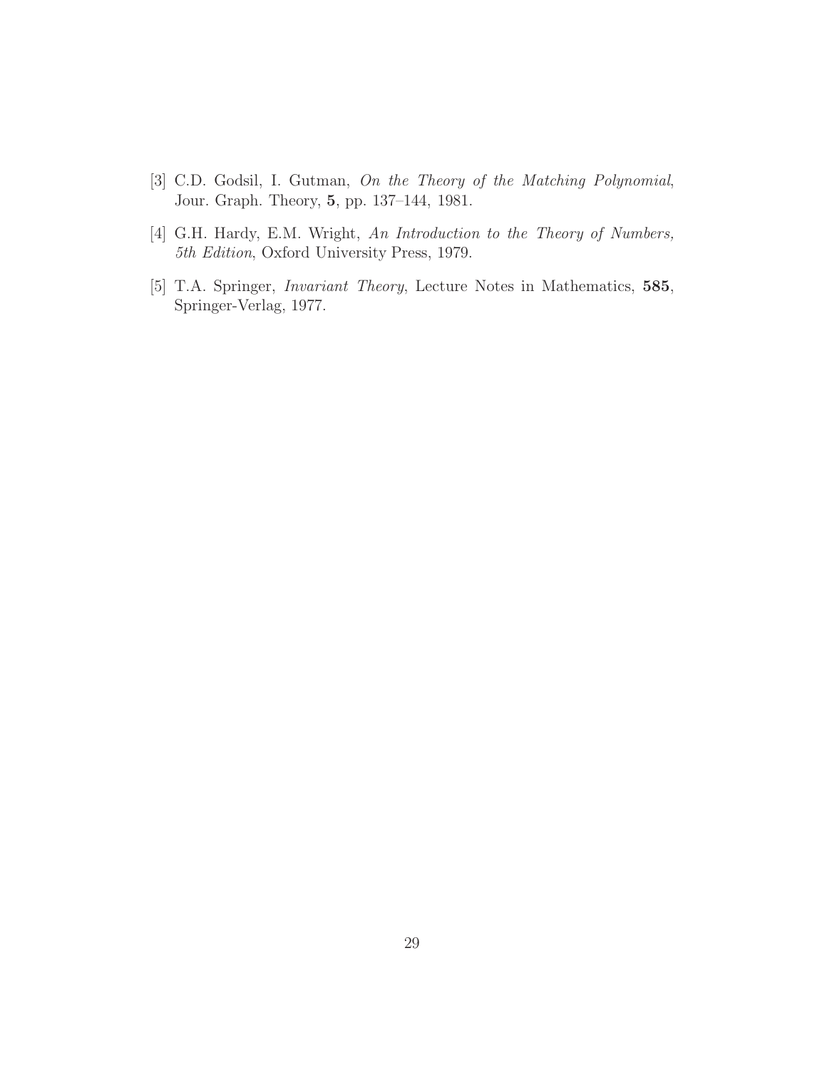[3] C.D. Godsil, I. Gutman, *On the Theory of the Matching Polynomial*, Jour. Graph. Theory, **5**, pp. 137–144, 1981.

[4] G.H. Hardy, E.M. Wright, *An Introduction to the Theory of Numbers, 5th Edition*, Oxford University Press, 1979.

[5] T.A. Springer, *Invariant Theory*, Lecture Notes in Mathematics, **585**, Springer-Verlag, 1977.